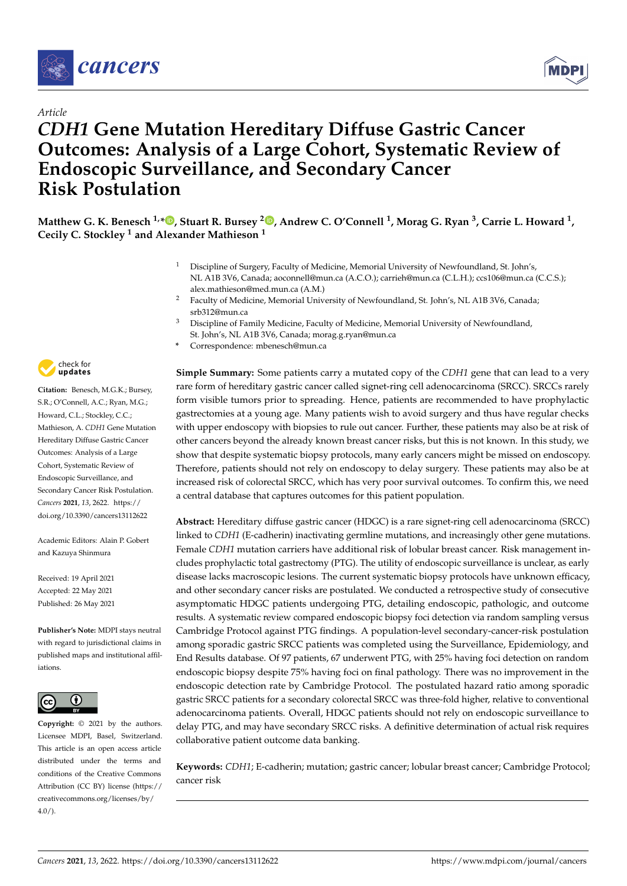*Article*

# *CDH1* Gene Mutation Hereditary Diffuse Gastric Cancer Outcomes: Analysis of a Large Cohort, Systematic Review of Endoscopic Surveillance, and Secondary Cancer Risk Postulation

**Matthew G. K. Benesch [1,*], Stuart R. Bursey [2], Andrew C. O'Connell [1], Morag G. Ryan [3], Carrie L. Howard [1], Cecily C. Stockley [1] and Alexander Mathieson [1]**

[1] Discipline of Surgery, Faculty of Medicine, Memorial University of Newfoundland, St. John's, NL A1B 3V6, Canada; aoconnell@mun.ca (A.C.O.); carrieh@mun.ca (C.L.H.); ccs106@mun.ca (C.C.S.); alex.mathieson@med.mun.ca (A.M.)

[2] Faculty of Medicine, Memorial University of Newfoundland, St. John's, NL A1B 3V6, Canada; srb312@mun.ca

[3] Discipline of Family Medicine, Faculty of Medicine, Memorial University of Newfoundland, St. John's, NL A1B 3V6, Canada; morag.g.ryan@mun.ca

\* Correspondence: mbenesch@mun.ca

**Citation:** Benesch, M.G.K.; Bursey, S.R.; O'Connell, A.C.; Ryan, M.G.; Howard, C.L.; Stockley, C.C.; Mathieson, A. *CDH1* Gene Mutation Hereditary Diffuse Gastric Cancer Outcomes: Analysis of a Large Cohort, Systematic Review of Endoscopic Surveillance, and Secondary Cancer Risk Postulation. *Cancers* **2021**, *13*, 2622. https://doi.org/10.3390/cancers13112622

Academic Editors: Alain P. Gobert and Kazuya Shinmura

Received: 19 April 2021
Accepted: 22 May 2021
Published: 26 May 2021

**Publisher's Note:** MDPI stays neutral with regard to jurisdictional claims in published maps and institutional affiliations.

**Copyright:** © 2021 by the authors. Licensee MDPI, Basel, Switzerland. This article is an open access article distributed under the terms and conditions of the Creative Commons Attribution (CC BY) license (https://creativecommons.org/licenses/by/4.0/).

**Simple Summary:** Some patients carry a mutated copy of the *CDH1* gene that can lead to a very rare form of hereditary gastric cancer called signet-ring cell adenocarcinoma (SRCC). SRCCs rarely form visible tumors prior to spreading. Hence, patients are recommended to have prophylactic gastrectomies at a young age. Many patients wish to avoid surgery and thus have regular checks with upper endoscopy with biopsies to rule out cancer. Further, these patients may also be at risk of other cancers beyond the already known breast cancer risks, but this is not known. In this study, we show that despite systematic biopsy protocols, many early cancers might be missed on endoscopy. Therefore, patients should not rely on endoscopy to delay surgery. These patients may also be at increased risk of colorectal SRCC, which has very poor survival outcomes. To confirm this, we need a central database that captures outcomes for this patient population.

**Abstract:** Hereditary diffuse gastric cancer (HDGC) is a rare signet-ring cell adenocarcinoma (SRCC) linked to *CDH1* (E-cadherin) inactivating germline mutations, and increasingly other gene mutations. Female *CDH1* mutation carriers have additional risk of lobular breast cancer. Risk management includes prophylactic total gastrectomy (PTG). The utility of endoscopic surveillance is unclear, as early disease lacks macroscopic lesions. The current systematic biopsy protocols have unknown efficacy, and other secondary cancer risks are postulated. We conducted a retrospective study of consecutive asymptomatic HDGC patients undergoing PTG, detailing endoscopic, pathologic, and outcome results. A systematic review compared endoscopic biopsy foci detection via random sampling versus Cambridge Protocol against PTG findings. A population-level secondary-cancer-risk postulation among sporadic gastric SRCC patients was completed using the Surveillance, Epidemiology, and End Results database. Of 97 patients, 67 underwent PTG, with 25% having foci detection on random endoscopic biopsy despite 75% having foci on final pathology. There was no improvement in the endoscopic detection rate by Cambridge Protocol. The postulated hazard ratio among sporadic gastric SRCC patients for a secondary colorectal SRCC was three-fold higher, relative to conventional adenocarcinoma patients. Overall, HDGC patients should not rely on endoscopic surveillance to delay PTG, and may have secondary SRCC risks. A definitive determination of actual risk requires collaborative patient outcome data banking.

**Keywords:** *CDH1*; E-cadherin; mutation; gastric cancer; lobular breast cancer; Cambridge Protocol; cancer risk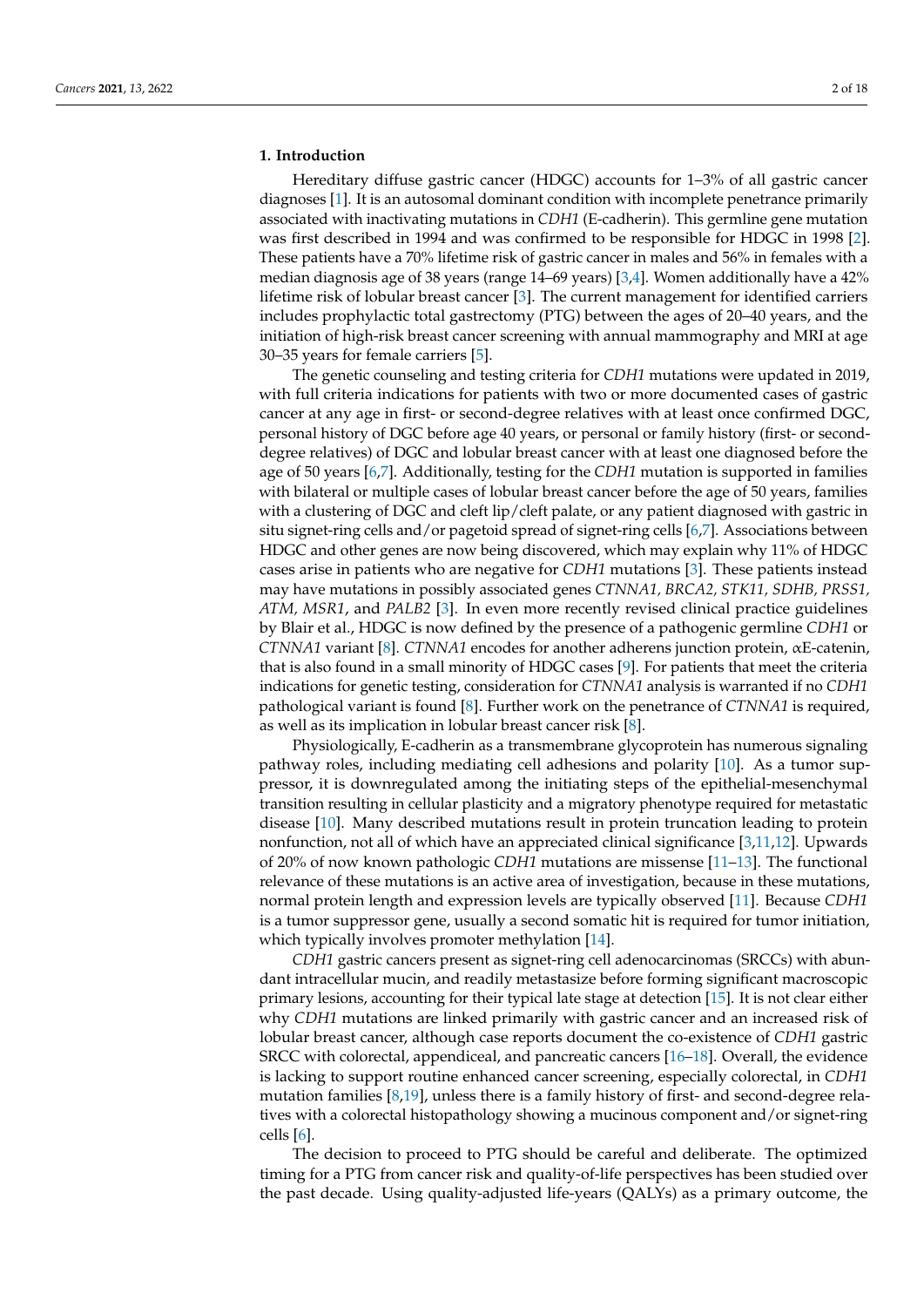## 1. Introduction

Hereditary diffuse gastric cancer (HDGC) accounts for 1–3% of all gastric cancer diagnoses [1]. It is an autosomal dominant condition with incomplete penetrance primarily associated with inactivating mutations in *CDH1* (E-cadherin). This germline gene mutation was first described in 1994 and was confirmed to be responsible for HDGC in 1998 [2]. These patients have a 70% lifetime risk of gastric cancer in males and 56% in females with a median diagnosis age of 38 years (range 14–69 years) [3,4]. Women additionally have a 42% lifetime risk of lobular breast cancer [3]. The current management for identified carriers includes prophylactic total gastrectomy (PTG) between the ages of 20–40 years, and the initiation of high-risk breast cancer screening with annual mammography and MRI at age 30–35 years for female carriers [5].

The genetic counseling and testing criteria for *CDH1* mutations were updated in 2019, with full criteria indications for patients with two or more documented cases of gastric cancer at any age in first- or second-degree relatives with at least once confirmed DGC, personal history of DGC before age 40 years, or personal or family history (first- or second-degree relatives) of DGC and lobular breast cancer with at least one diagnosed before the age of 50 years [6,7]. Additionally, testing for the *CDH1* mutation is supported in families with bilateral or multiple cases of lobular breast cancer before the age of 50 years, families with a clustering of DGC and cleft lip/cleft palate, or any patient diagnosed with gastric in situ signet-ring cells and/or pagetoid spread of signet-ring cells [6,7]. Associations between HDGC and other genes are now being discovered, which may explain why 11% of HDGC cases arise in patients who are negative for *CDH1* mutations [3]. These patients instead may have mutations in possibly associated genes *CTNNA1, BRCA2, STK11, SDHB, PRSS1, ATM, MSR1*, and *PALB2* [3]. In even more recently revised clinical practice guidelines by Blair et al., HDGC is now defined by the presence of a pathogenic germline *CDH1* or *CTNNA1* variant [8]. *CTNNA1* encodes for another adherens junction protein, αE-catenin, that is also found in a small minority of HDGC cases [9]. For patients that meet the criteria indications for genetic testing, consideration for *CTNNA1* analysis is warranted if no *CDH1* pathological variant is found [8]. Further work on the penetrance of *CTNNA1* is required, as well as its implication in lobular breast cancer risk [8].

Physiologically, E-cadherin as a transmembrane glycoprotein has numerous signaling pathway roles, including mediating cell adhesions and polarity [10]. As a tumor suppressor, it is downregulated among the initiating steps of the epithelial-mesenchymal transition resulting in cellular plasticity and a migratory phenotype required for metastatic disease [10]. Many described mutations result in protein truncation leading to protein nonfunction, not all of which have an appreciated clinical significance [3,11,12]. Upwards of 20% of now known pathologic *CDH1* mutations are missense [11–13]. The functional relevance of these mutations is an active area of investigation, because in these mutations, normal protein length and expression levels are typically observed [11]. Because *CDH1* is a tumor suppressor gene, usually a second somatic hit is required for tumor initiation, which typically involves promoter methylation [14].

*CDH1* gastric cancers present as signet-ring cell adenocarcinomas (SRCCs) with abundant intracellular mucin, and readily metastasize before forming significant macroscopic primary lesions, accounting for their typical late stage at detection [15]. It is not clear either why *CDH1* mutations are linked primarily with gastric cancer and an increased risk of lobular breast cancer, although case reports document the co-existence of *CDH1* gastric SRCC with colorectal, appendiceal, and pancreatic cancers [16–18]. Overall, the evidence is lacking to support routine enhanced cancer screening, especially colorectal, in *CDH1* mutation families [8,19], unless there is a family history of first- and second-degree relatives with a colorectal histopathology showing a mucinous component and/or signet-ring cells [6].

The decision to proceed to PTG should be careful and deliberate. The optimized timing for a PTG from cancer risk and quality-of-life perspectives has been studied over the past decade. Using quality-adjusted life-years (QALYs) as a primary outcome, the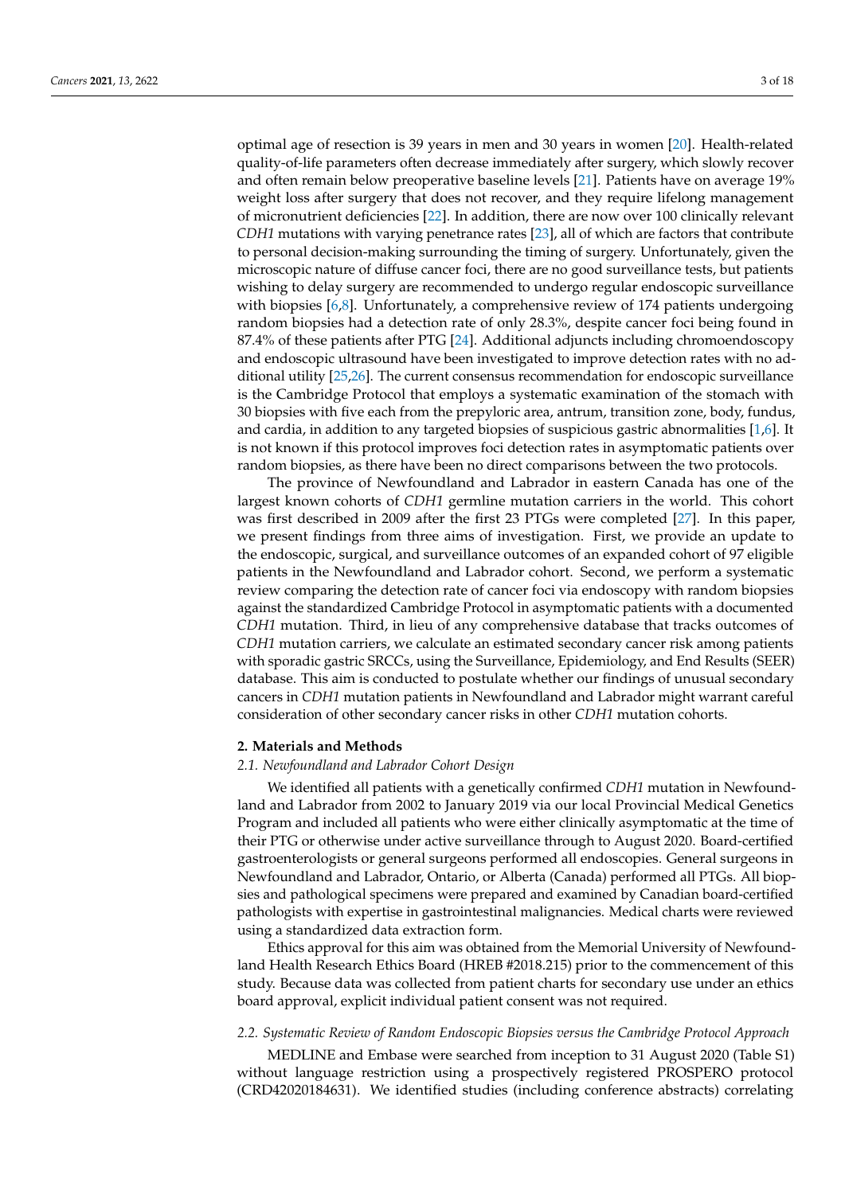optimal age of resection is 39 years in men and 30 years in women [20]. Health-related quality-of-life parameters often decrease immediately after surgery, which slowly recover and often remain below preoperative baseline levels [21]. Patients have on average 19% weight loss after surgery that does not recover, and they require lifelong management of micronutrient deficiencies [22]. In addition, there are now over 100 clinically relevant *CDH1* mutations with varying penetrance rates [23], all of which are factors that contribute to personal decision-making surrounding the timing of surgery. Unfortunately, given the microscopic nature of diffuse cancer foci, there are no good surveillance tests, but patients wishing to delay surgery are recommended to undergo regular endoscopic surveillance with biopsies [6,8]. Unfortunately, a comprehensive review of 174 patients undergoing random biopsies had a detection rate of only 28.3%, despite cancer foci being found in 87.4% of these patients after PTG [24]. Additional adjuncts including chromoendoscopy and endoscopic ultrasound have been investigated to improve detection rates with no additional utility [25,26]. The current consensus recommendation for endoscopic surveillance is the Cambridge Protocol that employs a systematic examination of the stomach with 30 biopsies with five each from the prepyloric area, antrum, transition zone, body, fundus, and cardia, in addition to any targeted biopsies of suspicious gastric abnormalities [1,6]. It is not known if this protocol improves foci detection rates in asymptomatic patients over random biopsies, as there have been no direct comparisons between the two protocols.

The province of Newfoundland and Labrador in eastern Canada has one of the largest known cohorts of *CDH1* germline mutation carriers in the world. This cohort was first described in 2009 after the first 23 PTGs were completed [27]. In this paper, we present findings from three aims of investigation. First, we provide an update to the endoscopic, surgical, and surveillance outcomes of an expanded cohort of 97 eligible patients in the Newfoundland and Labrador cohort. Second, we perform a systematic review comparing the detection rate of cancer foci via endoscopy with random biopsies against the standardized Cambridge Protocol in asymptomatic patients with a documented *CDH1* mutation. Third, in lieu of any comprehensive database that tracks outcomes of *CDH1* mutation carriers, we calculate an estimated secondary cancer risk among patients with sporadic gastric SRCCs, using the Surveillance, Epidemiology, and End Results (SEER) database. This aim is conducted to postulate whether our findings of unusual secondary cancers in *CDH1* mutation patients in Newfoundland and Labrador might warrant careful consideration of other secondary cancer risks in other *CDH1* mutation cohorts.

## 2. Materials and Methods

### 2.1. Newfoundland and Labrador Cohort Design

We identified all patients with a genetically confirmed *CDH1* mutation in Newfoundland and Labrador from 2002 to January 2019 via our local Provincial Medical Genetics Program and included all patients who were either clinically asymptomatic at the time of their PTG or otherwise under active surveillance through to August 2020. Board-certified gastroenterologists or general surgeons performed all endoscopies. General surgeons in Newfoundland and Labrador, Ontario, or Alberta (Canada) performed all PTGs. All biopsies and pathological specimens were prepared and examined by Canadian board-certified pathologists with expertise in gastrointestinal malignancies. Medical charts were reviewed using a standardized data extraction form.

Ethics approval for this aim was obtained from the Memorial University of Newfoundland Health Research Ethics Board (HREB #2018.215) prior to the commencement of this study. Because data was collected from patient charts for secondary use under an ethics board approval, explicit individual patient consent was not required.

### 2.2. Systematic Review of Random Endoscopic Biopsies versus the Cambridge Protocol Approach

MEDLINE and Embase were searched from inception to 31 August 2020 (Table S1) without language restriction using a prospectively registered PROSPERO protocol (CRD42020184631). We identified studies (including conference abstracts) correlating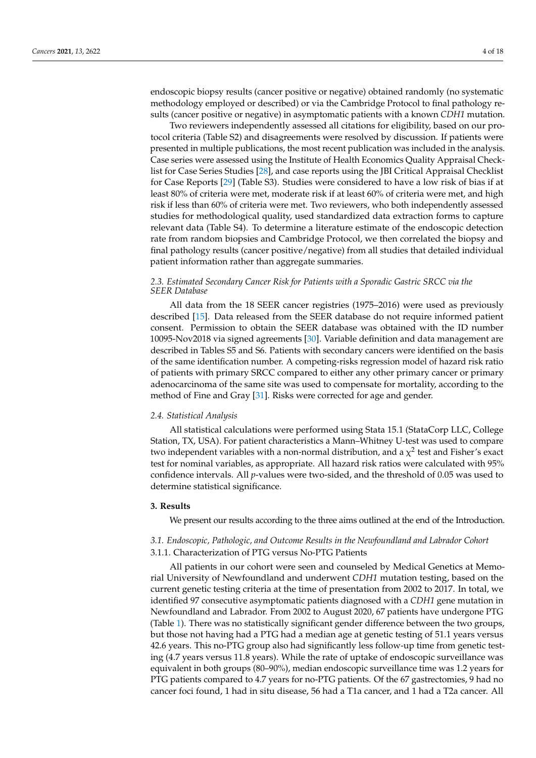endoscopic biopsy results (cancer positive or negative) obtained randomly (no systematic methodology employed or described) or via the Cambridge Protocol to final pathology results (cancer positive or negative) in asymptomatic patients with a known *CDH1* mutation.

Two reviewers independently assessed all citations for eligibility, based on our protocol criteria (Table S2) and disagreements were resolved by discussion. If patients were presented in multiple publications, the most recent publication was included in the analysis. Case series were assessed using the Institute of Health Economics Quality Appraisal Checklist for Case Series Studies [28], and case reports using the JBI Critical Appraisal Checklist for Case Reports [29] (Table S3). Studies were considered to have a low risk of bias if at least 80% of criteria were met, moderate risk if at least 60% of criteria were met, and high risk if less than 60% of criteria were met. Two reviewers, who both independently assessed studies for methodological quality, used standardized data extraction forms to capture relevant data (Table S4). To determine a literature estimate of the endoscopic detection rate from random biopsies and Cambridge Protocol, we then correlated the biopsy and final pathology results (cancer positive/negative) from all studies that detailed individual patient information rather than aggregate summaries.

### *2.3. Estimated Secondary Cancer Risk for Patients with a Sporadic Gastric SRCC via the SEER Database*

All data from the 18 SEER cancer registries (1975–2016) were used as previously described [15]. Data released from the SEER database do not require informed patient consent. Permission to obtain the SEER database was obtained with the ID number 10095-Nov2018 via signed agreements [30]. Variable definition and data management are described in Tables S5 and S6. Patients with secondary cancers were identified on the basis of the same identification number. A competing-risks regression model of hazard risk ratio of patients with primary SRCC compared to either any other primary cancer or primary adenocarcinoma of the same site was used to compensate for mortality, according to the method of Fine and Gray [31]. Risks were corrected for age and gender.

### *2.4. Statistical Analysis*

All statistical calculations were performed using Stata 15.1 (StataCorp LLC, College Station, TX, USA). For patient characteristics a Mann–Whitney U-test was used to compare two independent variables with a non-normal distribution, and a $\chi^2$ test and Fisher's exact test for nominal variables, as appropriate. All hazard risk ratios were calculated with 95% confidence intervals. All *p*-values were two-sided, and the threshold of 0.05 was used to determine statistical significance.

## 3. Results

We present our results according to the three aims outlined at the end of the Introduction.

### *3.1. Endoscopic, Pathologic, and Outcome Results in the Newfoundland and Labrador Cohort*

#### 3.1.1. Characterization of PTG versus No-PTG Patients

All patients in our cohort were seen and counseled by Medical Genetics at Memorial University of Newfoundland and underwent *CDH1* mutation testing, based on the current genetic testing criteria at the time of presentation from 2002 to 2017. In total, we identified 97 consecutive asymptomatic patients diagnosed with a *CDH1* gene mutation in Newfoundland and Labrador. From 2002 to August 2020, 67 patients have undergone PTG (Table 1). There was no statistically significant gender difference between the two groups, but those not having had a PTG had a median age at genetic testing of 51.1 years versus 42.6 years. This no-PTG group also had significantly less follow-up time from genetic testing (4.7 years versus 11.8 years). While the rate of uptake of endoscopic surveillance was equivalent in both groups (80–90%), median endoscopic surveillance time was 1.2 years for PTG patients compared to 4.7 years for no-PTG patients. Of the 67 gastrectomies, 9 had no cancer foci found, 1 had in situ disease, 56 had a T1a cancer, and 1 had a T2a cancer. All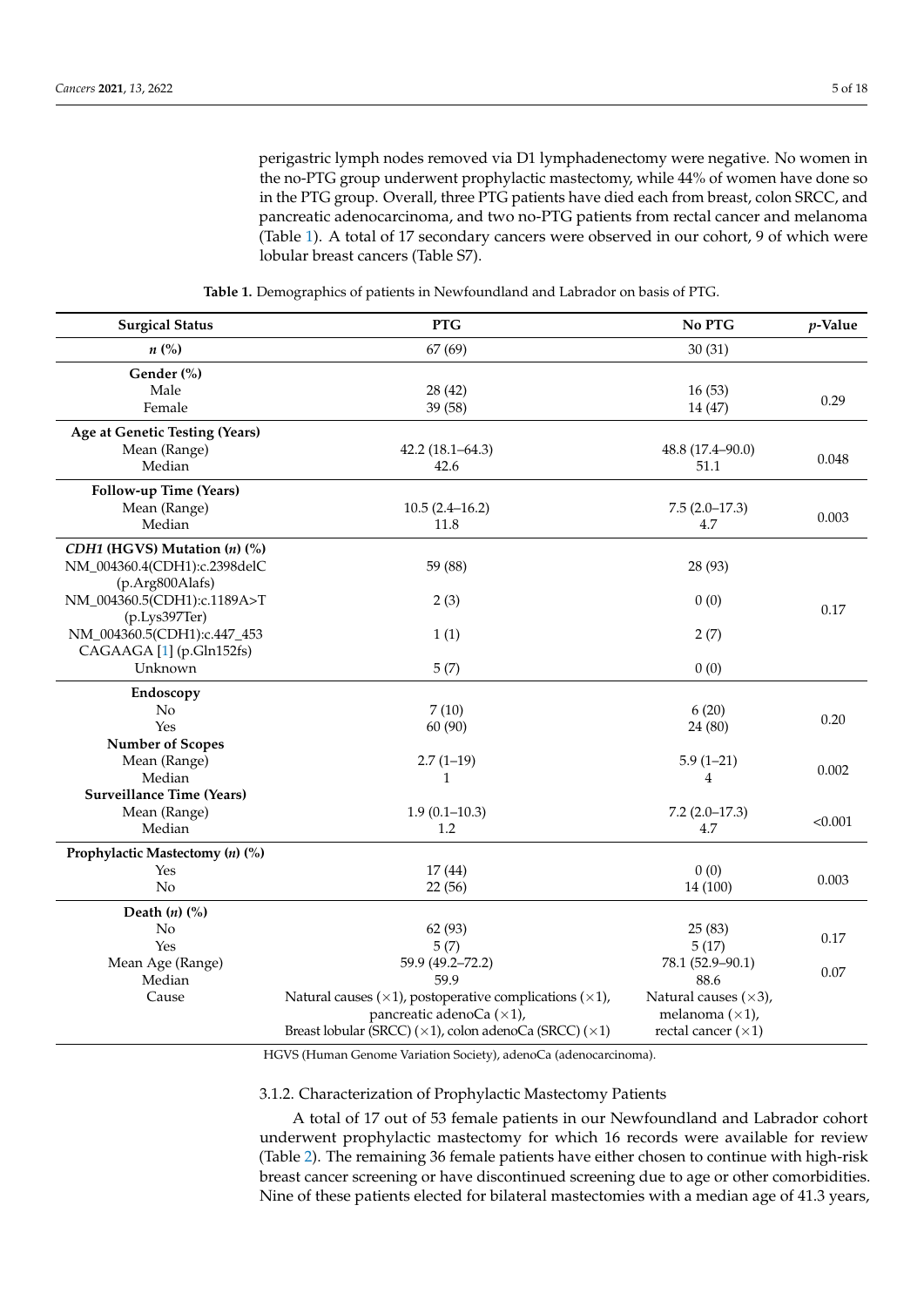perigastric lymph nodes removed via D1 lymphadenectomy were negative. No women in the no-PTG group underwent prophylactic mastectomy, while 44% of women have done so in the PTG group. Overall, three PTG patients have died each from breast, colon SRCC, and pancreatic adenocarcinoma, and two no-PTG patients from rectal cancer and melanoma (Table 1). A total of 17 secondary cancers were observed in our cohort, 9 of which were lobular breast cancers (Table S7).

**Table 1.** Demographics of patients in Newfoundland and Labrador on basis of PTG.

| Surgical Status | PTG | No PTG | *p*-Value |
|---|---|---|---|
| ***n* (%)** | 67 (69) | 30 (31) | |
| **Gender (%)** | | | |
| Male | 28 (42) | 16 (53) | 0.29 |
| Female | 39 (58) | 14 (47) | |
| **Age at Genetic Testing (Years)** | | | |
| Mean (Range) | 42.2 (18.1–64.3) | 48.8 (17.4–90.0) | 0.048 |
| Median | 42.6 | 51.1 | |
| **Follow-up Time (Years)** | | | |
| Mean (Range) | 10.5 (2.4–16.2) | 7.5 (2.0–17.3) | 0.003 |
| Median | 11.8 | 4.7 | |
| ***CDH1* (HGVS) Mutation (*n*) (%)** | | | |
| NM_004360.4(CDH1):c.2398delC (p.Arg800Alafs) | 59 (88) | 28 (93) | 0.17 |
| NM_004360.5(CDH1):c.1189A>T (p.Lys397Ter) | 2 (3) | 0 (0) | |
| NM_004360.5(CDH1):c.447_453 CAGAAGA [1] (p.Gln152fs) | 1 (1) | 2 (7) | |
| Unknown | 5 (7) | 0 (0) | |
| **Endoscopy** | | | |
| No | 7 (10) | 6 (20) | 0.20 |
| Yes | 60 (90) | 24 (80) | |
| **Number of Scopes** | | | |
| Mean (Range) | 2.7 (1–19) | 5.9 (1–21) | 0.002 |
| Median | 1 | 4 | |
| **Surveillance Time (Years)** | | | |
| Mean (Range) | 1.9 (0.1–10.3) | 7.2 (2.0–17.3) | <0.001 |
| Median | 1.2 | 4.7 | |
| **Prophylactic Mastectomy (*n*) (%)** | | | |
| Yes | 17 (44) | 0 (0) | 0.003 |
| No | 22 (56) | 14 (100) | |
| **Death (*n*) (%)** | | | |
| No | 62 (93) | 25 (83) | 0.17 |
| Yes | 5 (7) | 5 (17) | |
| Mean Age (Range) | 59.9 (49.2–72.2) | 78.1 (52.9–90.1) | 0.07 |
| Median | 59.9 | 88.6 | |
| Cause | Natural causes (×1), postoperative complications (×1), pancreatic adenoCa (×1), Breast lobular (SRCC) (×1), colon adenoCa (SRCC) (×1) | Natural causes (×3), melanoma (×1), rectal cancer (×1) | |

HGVS (Human Genome Variation Society), adenoCa (adenocarcinoma).

#### 3.1.2. Characterization of Prophylactic Mastectomy Patients

A total of 17 out of 53 female patients in our Newfoundland and Labrador cohort underwent prophylactic mastectomy for which 16 records were available for review (Table 2). The remaining 36 female patients have either chosen to continue with high-risk breast cancer screening or have discontinued screening due to age or other comorbidities. Nine of these patients elected for bilateral mastectomies with a median age of 41.3 years,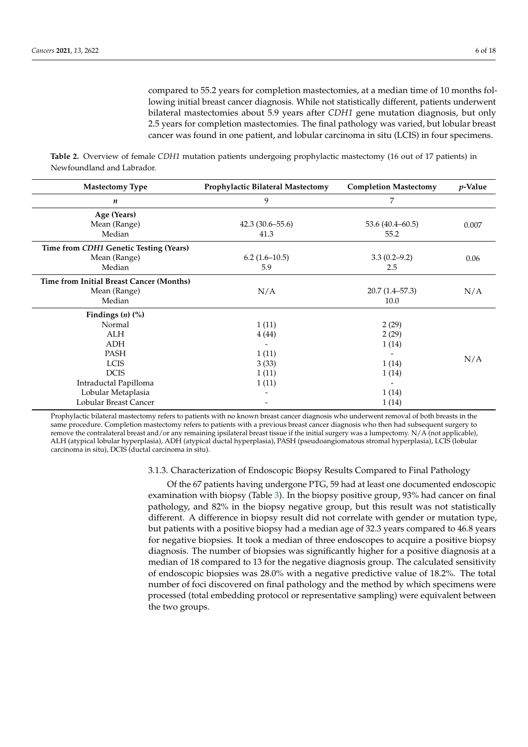compared to 55.2 years for completion mastectomies, at a median time of 10 months following initial breast cancer diagnosis. While not statistically different, patients underwent bilateral mastectomies about 5.9 years after *CDH1* gene mutation diagnosis, but only 2.5 years for completion mastectomies. The final pathology was varied, but lobular breast cancer was found in one patient, and lobular carcinoma in situ (LCIS) in four specimens.

**Table 2.** Overview of female *CDH1* mutation patients undergoing prophylactic mastectomy (16 out of 17 patients) in Newfoundland and Labrador.

| Mastectomy Type | Prophylactic Bilateral Mastectomy | Completion Mastectomy | *p*-Value |
|---|---|---|---|
| ***n*** | 9 | 7 | |
| **Age (Years)** | | | |
| Mean (Range) | 42.3 (30.6–55.6) | 53.6 (40.4–60.5) | 0.007 |
| Median | 41.3 | 55.2 | |
| **Time from *CDH1* Genetic Testing (Years)** | | | |
| Mean (Range) | 6.2 (1.6–10.5) | 3.3 (0.2–9.2) | 0.06 |
| Median | 5.9 | 2.5 | |
| **Time from Initial Breast Cancer (Months)** | | | |
| Mean (Range) | N/A | 20.7 (1.4–57.3) | N/A |
| Median | | 10.0 | |
| **Findings (*n*) (%)** | | | |
| Normal | 1 (11) | 2 (29) | N/A |
| ALH | 4 (44) | 2 (29) | |
| ADH | - | 1 (14) | |
| PASH | 1 (11) | - | |
| LCIS | 3 (33) | 1 (14) | |
| DCIS | 1 (11) | 1 (14) | |
| Intraductal Papilloma | 1 (11) | - | |
| Lobular Metaplasia | - | 1 (14) | |
| Lobular Breast Cancer | - | 1 (14) | |

Prophylactic bilateral mastectomy refers to patients with no known breast cancer diagnosis who underwent removal of both breasts in the same procedure. Completion mastectomy refers to patients with a previous breast cancer diagnosis who then had subsequent surgery to remove the contralateral breast and/or any remaining ipsilateral breast tissue if the initial surgery was a lumpectomy. N/A (not applicable), ALH (atypical lobular hyperplasia), ADH (atypical ductal hyperplasia), PASH (pseudoangiomatous stromal hyperplasia), LCIS (lobular carcinoma in situ), DCIS (ductal carcinoma in situ).

#### 3.1.3. Characterization of Endoscopic Biopsy Results Compared to Final Pathology

Of the 67 patients having undergone PTG, 59 had at least one documented endoscopic examination with biopsy (Table 3). In the biopsy positive group, 93% had cancer on final pathology, and 82% in the biopsy negative group, but this result was not statistically different. A difference in biopsy result did not correlate with gender or mutation type, but patients with a positive biopsy had a median age of 32.3 years compared to 46.8 years for negative biopsies. It took a median of three endoscopes to acquire a positive biopsy diagnosis. The number of biopsies was significantly higher for a positive diagnosis at a median of 18 compared to 13 for the negative diagnosis group. The calculated sensitivity of endoscopic biopsies was 28.0% with a negative predictive value of 18.2%. The total number of foci discovered on final pathology and the method by which specimens were processed (total embedding protocol or representative sampling) were equivalent between the two groups.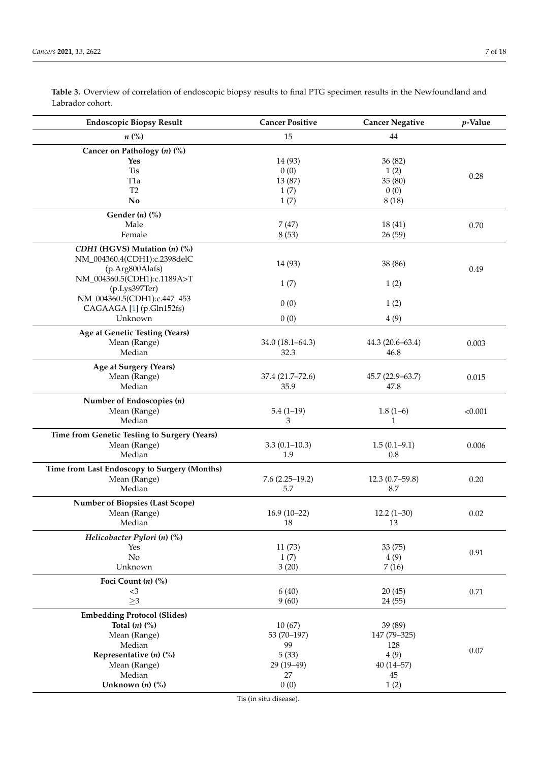**Table 3.** Overview of correlation of endoscopic biopsy results to final PTG specimen results in the Newfoundland and Labrador cohort.

| Endoscopic Biopsy Result | Cancer Positive | Cancer Negative | *p*-Value |
|---|---|---|---|
| ***n* (%)** | 15 | 44 | |
| **Cancer on Pathology (*n*) (%)** | | | |
| **Yes** | 14 (93) | 36 (82) | 0.28 |
| Tis | 0 (0) | 1 (2) | |
| T1a | 13 (87) | 35 (80) | |
| T2 | 1 (7) | 0 (0) | |
| **No** | 1 (7) | 8 (18) | |
| **Gender (*n*) (%)** | | | |
| Male | 7 (47) | 18 (41) | 0.70 |
| Female | 8 (53) | 26 (59) | |
| ***CDH1* (HGVS) Mutation (*n*) (%)** | | | |
| NM_004360.4(CDH1):c.2398delC (p.Arg800Alafs) | 14 (93) | 38 (86) | 0.49 |
| NM_004360.5(CDH1):c.1189A>T (p.Lys397Ter) | 1 (7) | 1 (2) | |
| NM_004360.5(CDH1):c.447_453 CAGAAGA [1] (p.Gln152fs) | 0 (0) | 1 (2) | |
| Unknown | 0 (0) | 4 (9) | |
| **Age at Genetic Testing (Years)** | | | |
| Mean (Range) | 34.0 (18.1–64.3) | 44.3 (20.6–63.4) | 0.003 |
| Median | 32.3 | 46.8 | |
| **Age at Surgery (Years)** | | | |
| Mean (Range) | 37.4 (21.7–72.6) | 45.7 (22.9–63.7) | 0.015 |
| Median | 35.9 | 47.8 | |
| **Number of Endoscopies (*n*)** | | | |
| Mean (Range) | 5.4 (1–19) | 1.8 (1–6) | <0.001 |
| Median | 3 | 1 | |
| **Time from Genetic Testing to Surgery (Years)** | | | |
| Mean (Range) | 3.3 (0.1–10.3) | 1.5 (0.1–9.1) | 0.006 |
| Median | 1.9 | 0.8 | |
| **Time from Last Endoscopy to Surgery (Months)** | | | |
| Mean (Range) | 7.6 (2.25–19.2) | 12.3 (0.7–59.8) | 0.20 |
| Median | 5.7 | 8.7 | |
| **Number of Biopsies (Last Scope)** | | | |
| Mean (Range) | 16.9 (10–22) | 12.2 (1–30) | 0.02 |
| Median | 18 | 13 | |
| ***Helicobacter Pylori* (*n*) (%)** | | | |
| Yes | 11 (73) | 33 (75) | 0.91 |
| No | 1 (7) | 4 (9) | |
| Unknown | 3 (20) | 7 (16) | |
| **Foci Count (*n*) (%)** | | | |
| <3 | 6 (40) | 20 (45) | 0.71 |
| ≥3 | 9 (60) | 24 (55) | |
| **Embedding Protocol (Slides)** | | | |
| **Total (*n*) (%)** | 10 (67) | 39 (89) | 0.07 |
| Mean (Range) | 53 (70–197) | 147 (79–325) | |
| Median | 99 | 128 | |
| **Representative (*n*) (%)** | 5 (33) | 4 (9) | |
| Mean (Range) | 29 (19–49) | 40 (14–57) | |
| Median | 27 | 45 | |
| **Unknown (*n*) (%)** | 0 (0) | 1 (2) | |

Tis (in situ disease).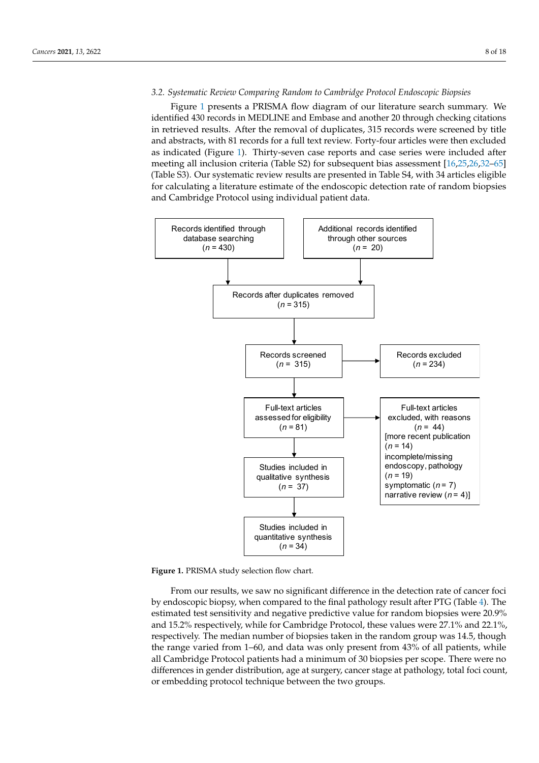### 3.2. Systematic Review Comparing Random to Cambridge Protocol Endoscopic Biopsies

Figure 1 presents a PRISMA flow diagram of our literature search summary. We identified 430 records in MEDLINE and Embase and another 20 through checking citations in retrieved results. After the removal of duplicates, 315 records were screened by title and abstracts, with 81 records for a full text review. Forty-four articles were then excluded as indicated (Figure 1). Thirty-seven case reports and case series were included after meeting all inclusion criteria (Table S2) for subsequent bias assessment [16,25,26,32–65] (Table S3). Our systematic review results are presented in Table S4, with 34 articles eligible for calculating a literature estimate of the endoscopic detection rate of random biopsies and Cambridge Protocol using individual patient data.

Records identified through database searching ($n$ = 430)

Additional records identified through other sources ($n$ = 20)

Records after duplicates removed ($n$ = 315)

Records screened ($n$ = 315)

Records excluded ($n$ = 234)

Full-text articles assessed for eligibility ($n$ = 81)

Full-text articles excluded, with reasons ($n$ = 44) [more recent publication ($n$ = 14) incomplete/missing endoscopy, pathology ($n$ = 19) symptomatic ($n$ = 7) narrative review ($n$ = 4)]

Studies included in qualitative synthesis ($n$ = 37)

Studies included in quantitative synthesis ($n$ = 34)

**Figure 1.** PRISMA study selection flow chart.

From our results, we saw no significant difference in the detection rate of cancer foci by endoscopic biopsy, when compared to the final pathology result after PTG (Table 4). The estimated test sensitivity and negative predictive value for random biopsies were 20.9% and 15.2% respectively, while for Cambridge Protocol, these values were 27.1% and 22.1%, respectively. The median number of biopsies taken in the random group was 14.5, though the range varied from 1–60, and data was only present from 43% of all patients, while all Cambridge Protocol patients had a minimum of 30 biopsies per scope. There were no differences in gender distribution, age at surgery, cancer stage at pathology, total foci count, or embedding protocol technique between the two groups.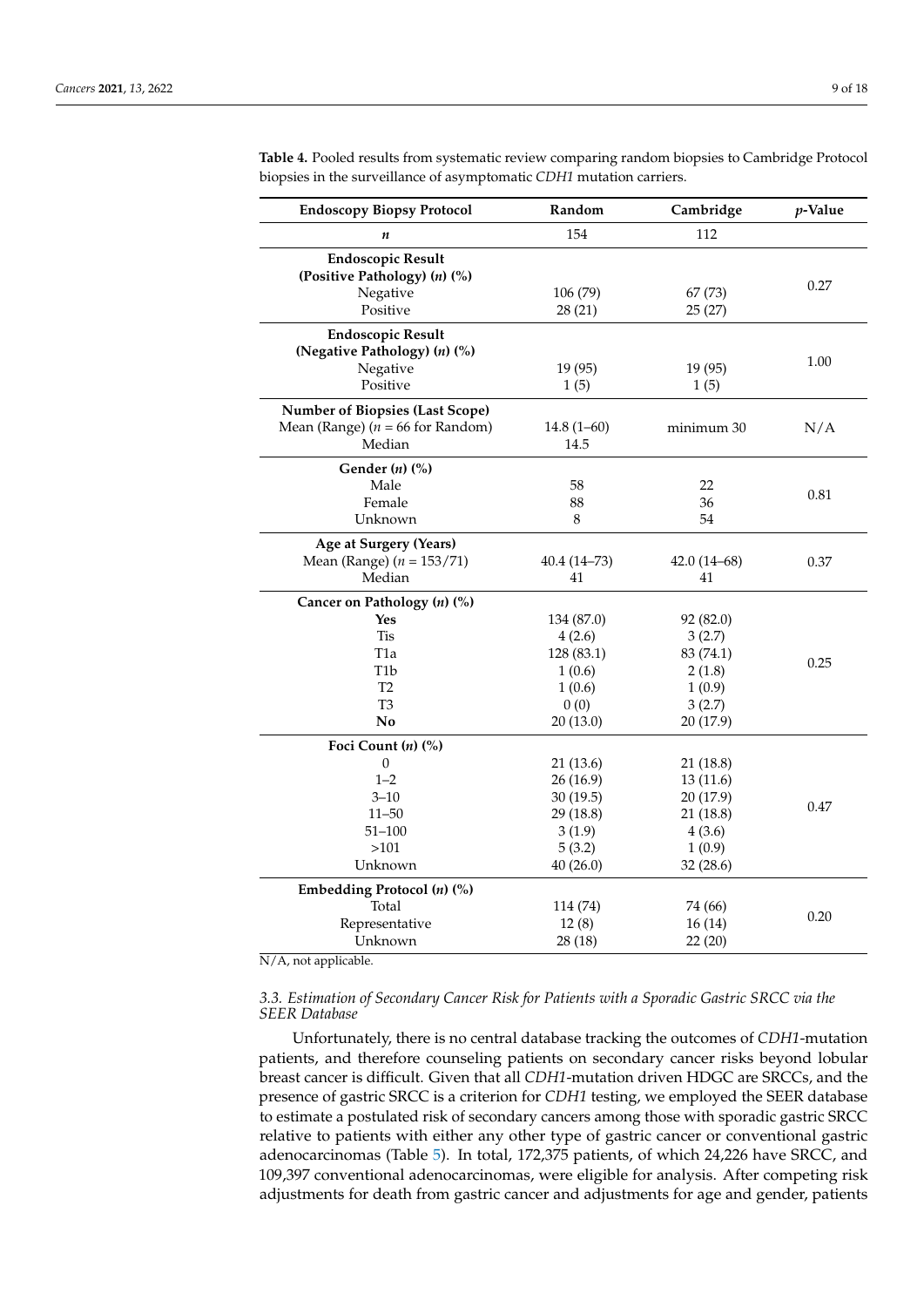**Table 4.** Pooled results from systematic review comparing random biopsies to Cambridge Protocol biopsies in the surveillance of asymptomatic *CDH1* mutation carriers.

| Endoscopy Biopsy Protocol | Random | Cambridge | *p*-Value |
|---|---|---|---|
| ***n*** | 154 | 112 | |
| **Endoscopic Result (Positive Pathology) (*n*) (%)** | | | 0.27 |
| Negative | 106 (79) | 67 (73) | |
| Positive | 28 (21) | 25 (27) | |
| **Endoscopic Result (Negative Pathology) (*n*) (%)** | | | 1.00 |
| Negative | 19 (95) | 19 (95) | |
| Positive | 1 (5) | 1 (5) | |
| **Number of Biopsies (Last Scope)** | | | |
| Mean (Range) (*n* = 66 for Random) | 14.8 (1–60) | minimum 30 | N/A |
| Median | 14.5 | | |
| **Gender (*n*) (%)** | | | 0.81 |
| Male | 58 | 22 | |
| Female | 88 | 36 | |
| Unknown | 8 | 54 | |
| **Age at Surgery (Years)** | | | |
| Mean (Range) (*n* = 153/71) | 40.4 (14–73) | 42.0 (14–68) | 0.37 |
| Median | 41 | 41 | |
| **Cancer on Pathology (*n*) (%)** | | | 0.25 |
| **Yes** | 134 (87.0) | 92 (82.0) | |
| Tis | 4 (2.6) | 3 (2.7) | |
| T1a | 128 (83.1) | 83 (74.1) | |
| T1b | 1 (0.6) | 2 (1.8) | |
| T2 | 1 (0.6) | 1 (0.9) | |
| T3 | 0 (0) | 3 (2.7) | |
| **No** | 20 (13.0) | 20 (17.9) | |
| **Foci Count (*n*) (%)** | | | 0.47 |
| 0 | 21 (13.6) | 21 (18.8) | |
| 1–2 | 26 (16.9) | 13 (11.6) | |
| 3–10 | 30 (19.5) | 20 (17.9) | |
| 11–50 | 29 (18.8) | 21 (18.8) | |
| 51–100 | 3 (1.9) | 4 (3.6) | |
| >101 | 5 (3.2) | 1 (0.9) | |
| Unknown | 40 (26.0) | 32 (28.6) | |
| **Embedding Protocol (*n*) (%)** | | | 0.20 |
| Total | 114 (74) | 74 (66) | |
| Representative | 12 (8) | 16 (14) | |
| Unknown | 28 (18) | 22 (20) | |

N/A, not applicable.

### *3.3. Estimation of Secondary Cancer Risk for Patients with a Sporadic Gastric SRCC via the SEER Database*

Unfortunately, there is no central database tracking the outcomes of *CDH1*-mutation patients, and therefore counseling patients on secondary cancer risks beyond lobular breast cancer is difficult. Given that all *CDH1*-mutation driven HDGC are SRCCs, and the presence of gastric SRCC is a criterion for *CDH1* testing, we employed the SEER database to estimate a postulated risk of secondary cancers among those with sporadic gastric SRCC relative to patients with either any other type of gastric cancer or conventional gastric adenocarcinomas (Table 5). In total, 172,375 patients, of which 24,226 have SRCC, and 109,397 conventional adenocarcinomas, were eligible for analysis. After competing risk adjustments for death from gastric cancer and adjustments for age and gender, patients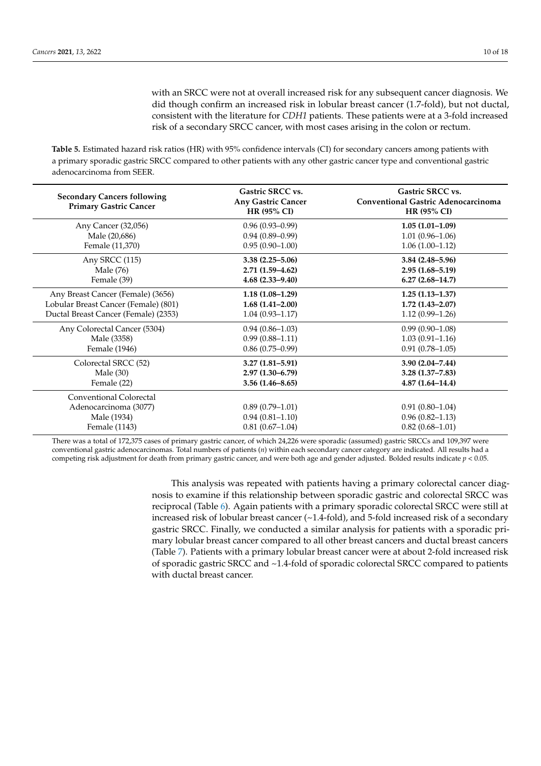with an SRCC were not at overall increased risk for any subsequent cancer diagnosis. We did though confirm an increased risk in lobular breast cancer (1.7-fold), but not ductal, consistent with the literature for *CDH1* patients. These patients were at a 3-fold increased risk of a secondary SRCC cancer, with most cases arising in the colon or rectum.

**Table 5.** Estimated hazard risk ratios (HR) with 95% confidence intervals (CI) for secondary cancers among patients with a primary sporadic gastric SRCC compared to other patients with any other gastric cancer type and conventional gastric adenocarcinoma from SEER.

| Secondary Cancers following Primary Gastric Cancer | Gastric SRCC vs. Any Gastric Cancer HR (95% CI) | Gastric SRCC vs. Conventional Gastric Adenocarcinoma HR (95% CI) |
|---|---|---|
| Any Cancer (32,056) | 0.96 (0.93–0.99) | **1.05 (1.01–1.09)** |
| Male (20,686) | 0.94 (0.89–0.99) | 1.01 (0.96–1.06) |
| Female (11,370) | 0.95 (0.90–1.00) | 1.06 (1.00–1.12) |
| Any SRCC (115) | **3.38 (2.25–5.06)** | **3.84 (2.48–5.96)** |
| Male (76) | **2.71 (1.59–4.62)** | **2.95 (1.68–5.19)** |
| Female (39) | **4.68 (2.33–9.40)** | **6.27 (2.68–14.7)** |
| Any Breast Cancer (Female) (3656) | **1.18 (1.08–1.29)** | **1.25 (1.13–1.37)** |
| Lobular Breast Cancer (Female) (801) | **1.68 (1.41–2.00)** | **1.72 (1.43–2.07)** |
| Ductal Breast Cancer (Female) (2353) | 1.04 (0.93–1.17) | 1.12 (0.99–1.26) |
| Any Colorectal Cancer (5304) | 0.94 (0.86–1.03) | 0.99 (0.90–1.08) |
| Male (3358) | 0.99 (0.88–1.11) | 1.03 (0.91–1.16) |
| Female (1946) | 0.86 (0.75–0.99) | 0.91 (0.78–1.05) |
| Colorectal SRCC (52) | **3.27 (1.81–5.91)** | **3.90 (2.04–7.44)** |
| Male (30) | **2.97 (1.30–6.79)** | **3.28 (1.37–7.83)** |
| Female (22) | **3.56 (1.46–8.65)** | **4.87 (1.64–14.4)** |
| Conventional Colorectal Adenocarcinoma (3077) | 0.89 (0.79–1.01) | 0.91 (0.80–1.04) |
| Male (1934) | 0.94 (0.81–1.10) | 0.96 (0.82–1.13) |
| Female (1143) | 0.81 (0.67–1.04) | 0.82 (0.68–1.01) |

There was a total of 172,375 cases of primary gastric cancer, of which 24,226 were sporadic (assumed) gastric SRCCs and 109,397 were conventional gastric adenocarcinomas. Total numbers of patients ($n$) within each secondary cancer category are indicated. All results had a competing risk adjustment for death from primary gastric cancer, and were both age and gender adjusted. Bolded results indicate $p < 0.05$.

This analysis was repeated with patients having a primary colorectal cancer diagnosis to examine if this relationship between sporadic gastric and colorectal SRCC was reciprocal (Table 6). Again patients with a primary sporadic colorectal SRCC were still at increased risk of lobular breast cancer (~1.4-fold), and 5-fold increased risk of a secondary gastric SRCC. Finally, we conducted a similar analysis for patients with a sporadic primary lobular breast cancer compared to all other breast cancers and ductal breast cancers (Table 7). Patients with a primary lobular breast cancer were at about 2-fold increased risk of sporadic gastric SRCC and ~1.4-fold of sporadic colorectal SRCC compared to patients with ductal breast cancer.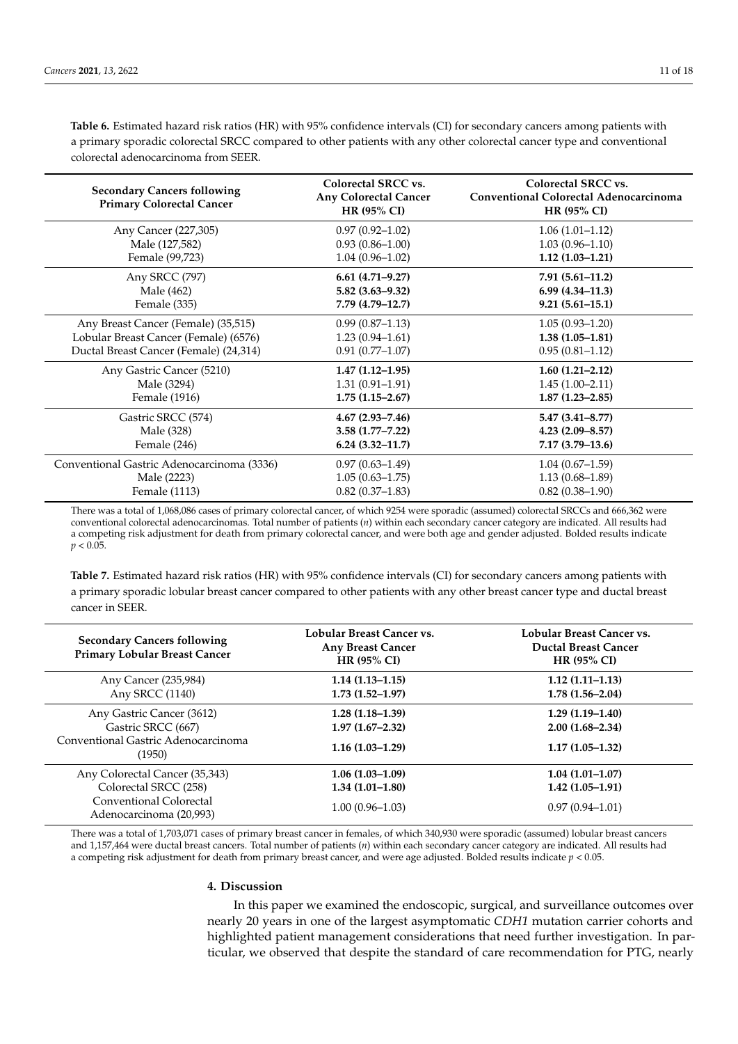**Table 6.** Estimated hazard risk ratios (HR) with 95% confidence intervals (CI) for secondary cancers among patients with a primary sporadic colorectal SRCC compared to other patients with any other colorectal cancer type and conventional colorectal adenocarcinoma from SEER.

| Secondary Cancers following Primary Colorectal Cancer | Colorectal SRCC vs. Any Colorectal Cancer HR (95% CI) | Colorectal SRCC vs. Conventional Colorectal Adenocarcinoma HR (95% CI) |
|---|---|---|
| Any Cancer (227,305) | 0.97 (0.92–1.02) | 1.06 (1.01–1.12) |
| Male (127,582) | 0.93 (0.86–1.00) | 1.03 (0.96–1.10) |
| Female (99,723) | 1.04 (0.96–1.02) | **1.12 (1.03–1.21)** |
| Any SRCC (797) | **6.61 (4.71–9.27)** | **7.91 (5.61–11.2)** |
| Male (462) | **5.82 (3.63–9.32)** | **6.99 (4.34–11.3)** |
| Female (335) | **7.79 (4.79–12.7)** | **9.21 (5.61–15.1)** |
| Any Breast Cancer (Female) (35,515) | 0.99 (0.87–1.13) | 1.05 (0.93–1.20) |
| Lobular Breast Cancer (Female) (6576) | 1.23 (0.94–1.61) | **1.38 (1.05–1.81)** |
| Ductal Breast Cancer (Female) (24,314) | 0.91 (0.77–1.07) | 0.95 (0.81–1.12) |
| Any Gastric Cancer (5210) | **1.47 (1.12–1.95)** | **1.60 (1.21–2.12)** |
| Male (3294) | 1.31 (0.91–1.91) | 1.45 (1.00–2.11) |
| Female (1916) | **1.75 (1.15–2.67)** | **1.87 (1.23–2.85)** |
| Gastric SRCC (574) | **4.67 (2.93–7.46)** | **5.47 (3.41–8.77)** |
| Male (328) | **3.58 (1.77–7.22)** | **4.23 (2.09–8.57)** |
| Female (246) | **6.24 (3.32–11.7)** | **7.17 (3.79–13.6)** |
| Conventional Gastric Adenocarcinoma (3336) | 0.97 (0.63–1.49) | 1.04 (0.67–1.59) |
| Male (2223) | 1.05 (0.63–1.75) | 1.13 (0.68–1.89) |
| Female (1113) | 0.82 (0.37–1.83) | 0.82 (0.38–1.90) |

There was a total of 1,068,086 cases of primary colorectal cancer, of which 9254 were sporadic (assumed) colorectal SRCCs and 666,362 were conventional colorectal adenocarcinomas. Total number of patients ($n$) within each secondary cancer category are indicated. All results had a competing risk adjustment for death from primary colorectal cancer, and were both age and gender adjusted. Bolded results indicate $p < 0.05$.

**Table 7.** Estimated hazard risk ratios (HR) with 95% confidence intervals (CI) for secondary cancers among patients with a primary sporadic lobular breast cancer compared to other patients with any other breast cancer type and ductal breast cancer in SEER.

| Secondary Cancers following Primary Lobular Breast Cancer | Lobular Breast Cancer vs. Any Breast Cancer HR (95% CI) | Lobular Breast Cancer vs. Ductal Breast Cancer HR (95% CI) |
|---|---|---|
| Any Cancer (235,984) | **1.14 (1.13–1.15)** | **1.12 (1.11–1.13)** |
| Any SRCC (1140) | **1.73 (1.52–1.97)** | **1.78 (1.56–2.04)** |
| Any Gastric Cancer (3612) | **1.28 (1.18–1.39)** | **1.29 (1.19–1.40)** |
| Gastric SRCC (667) | **1.97 (1.67–2.32)** | **2.00 (1.68–2.34)** |
| Conventional Gastric Adenocarcinoma (1950) | **1.16 (1.03–1.29)** | **1.17 (1.05–1.32)** |
| Any Colorectal Cancer (35,343) | **1.06 (1.03–1.09)** | **1.04 (1.01–1.07)** |
| Colorectal SRCC (258) | **1.34 (1.01–1.80)** | **1.42 (1.05–1.91)** |
| Conventional Colorectal Adenocarcinoma (20,993) | 1.00 (0.96–1.03) | 0.97 (0.94–1.01) |

There was a total of 1,703,071 cases of primary breast cancer in females, of which 340,930 were sporadic (assumed) lobular breast cancers and 1,157,464 were ductal breast cancers. Total number of patients ($n$) within each secondary cancer category are indicated. All results had a competing risk adjustment for death from primary breast cancer, and were age adjusted. Bolded results indicate $p < 0.05$.

## 4. Discussion

In this paper we examined the endoscopic, surgical, and surveillance outcomes over nearly 20 years in one of the largest asymptomatic *CDH1* mutation carrier cohorts and highlighted patient management considerations that need further investigation. In particular, we observed that despite the standard of care recommendation for PTG, nearly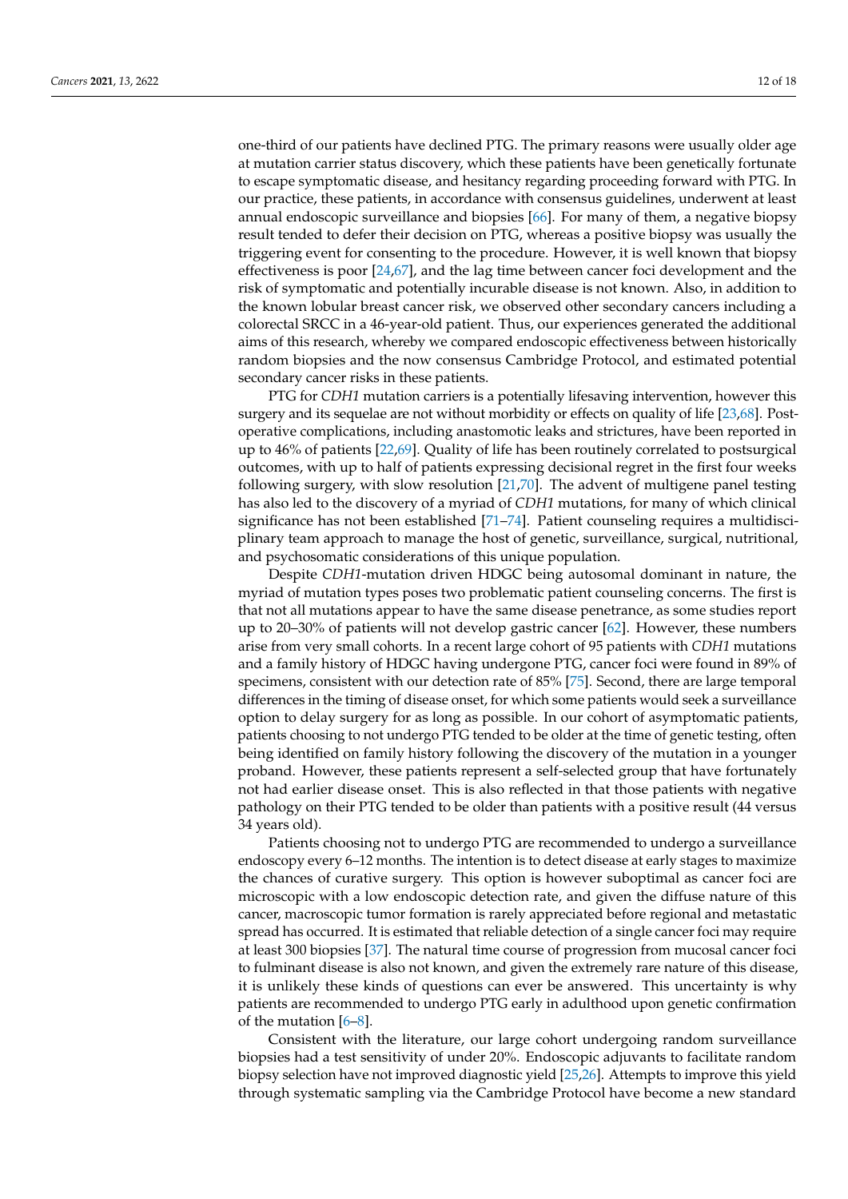one-third of our patients have declined PTG. The primary reasons were usually older age at mutation carrier status discovery, which these patients have been genetically fortunate to escape symptomatic disease, and hesitancy regarding proceeding forward with PTG. In our practice, these patients, in accordance with consensus guidelines, underwent at least annual endoscopic surveillance and biopsies [66]. For many of them, a negative biopsy result tended to defer their decision on PTG, whereas a positive biopsy was usually the triggering event for consenting to the procedure. However, it is well known that biopsy effectiveness is poor [24,67], and the lag time between cancer foci development and the risk of symptomatic and potentially incurable disease is not known. Also, in addition to the known lobular breast cancer risk, we observed other secondary cancers including a colorectal SRCC in a 46-year-old patient. Thus, our experiences generated the additional aims of this research, whereby we compared endoscopic effectiveness between historically random biopsies and the now consensus Cambridge Protocol, and estimated potential secondary cancer risks in these patients.

PTG for *CDH1* mutation carriers is a potentially lifesaving intervention, however this surgery and its sequelae are not without morbidity or effects on quality of life [23,68]. Postoperative complications, including anastomotic leaks and strictures, have been reported in up to 46% of patients [22,69]. Quality of life has been routinely correlated to postsurgical outcomes, with up to half of patients expressing decisional regret in the first four weeks following surgery, with slow resolution [21,70]. The advent of multigene panel testing has also led to the discovery of a myriad of *CDH1* mutations, for many of which clinical significance has not been established [71–74]. Patient counseling requires a multidisciplinary team approach to manage the host of genetic, surveillance, surgical, nutritional, and psychosomatic considerations of this unique population.

Despite *CDH1*-mutation driven HDGC being autosomal dominant in nature, the myriad of mutation types poses two problematic patient counseling concerns. The first is that not all mutations appear to have the same disease penetrance, as some studies report up to 20–30% of patients will not develop gastric cancer [62]. However, these numbers arise from very small cohorts. In a recent large cohort of 95 patients with *CDH1* mutations and a family history of HDGC having undergone PTG, cancer foci were found in 89% of specimens, consistent with our detection rate of 85% [75]. Second, there are large temporal differences in the timing of disease onset, for which some patients would seek a surveillance option to delay surgery for as long as possible. In our cohort of asymptomatic patients, patients choosing to not undergo PTG tended to be older at the time of genetic testing, often being identified on family history following the discovery of the mutation in a younger proband. However, these patients represent a self-selected group that have fortunately not had earlier disease onset. This is also reflected in that those patients with negative pathology on their PTG tended to be older than patients with a positive result (44 versus 34 years old).

Patients choosing not to undergo PTG are recommended to undergo a surveillance endoscopy every 6–12 months. The intention is to detect disease at early stages to maximize the chances of curative surgery. This option is however suboptimal as cancer foci are microscopic with a low endoscopic detection rate, and given the diffuse nature of this cancer, macroscopic tumor formation is rarely appreciated before regional and metastatic spread has occurred. It is estimated that reliable detection of a single cancer foci may require at least 300 biopsies [37]. The natural time course of progression from mucosal cancer foci to fulminant disease is also not known, and given the extremely rare nature of this disease, it is unlikely these kinds of questions can ever be answered. This uncertainty is why patients are recommended to undergo PTG early in adulthood upon genetic confirmation of the mutation [6–8].

Consistent with the literature, our large cohort undergoing random surveillance biopsies had a test sensitivity of under 20%. Endoscopic adjuvants to facilitate random biopsy selection have not improved diagnostic yield [25,26]. Attempts to improve this yield through systematic sampling via the Cambridge Protocol have become a new standard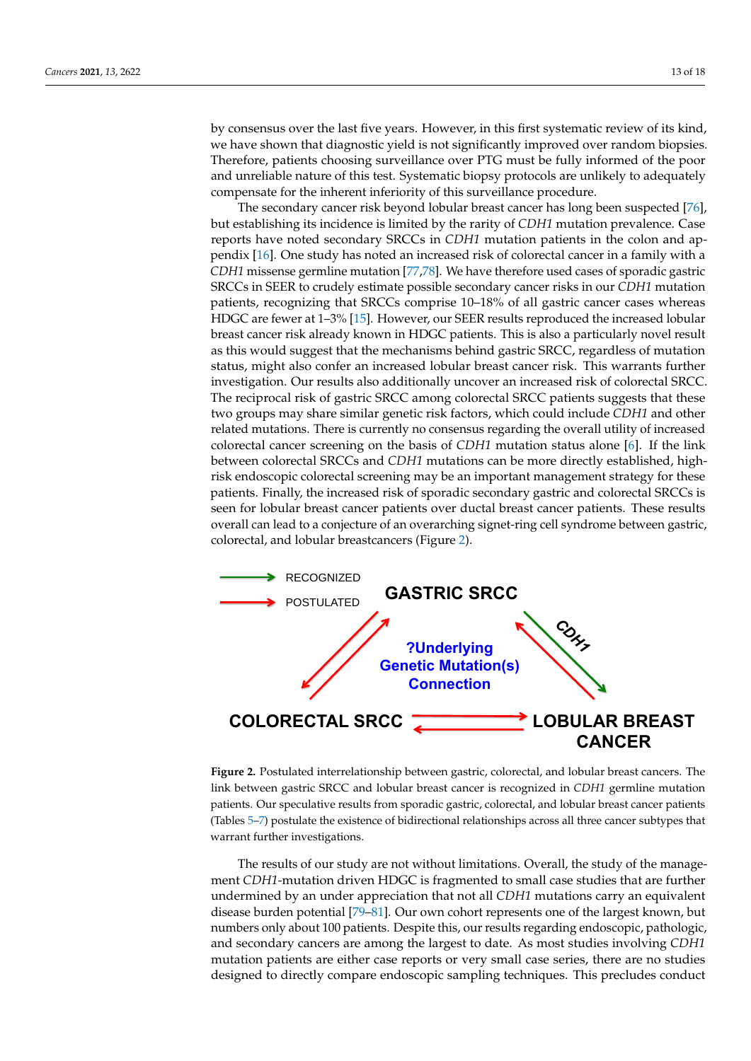by consensus over the last five years. However, in this first systematic review of its kind, we have shown that diagnostic yield is not significantly improved over random biopsies. Therefore, patients choosing surveillance over PTG must be fully informed of the poor and unreliable nature of this test. Systematic biopsy protocols are unlikely to adequately compensate for the inherent inferiority of this surveillance procedure.

The secondary cancer risk beyond lobular breast cancer has long been suspected [76], but establishing its incidence is limited by the rarity of *CDH1* mutation prevalence. Case reports have noted secondary SRCCs in *CDH1* mutation patients in the colon and appendix [16]. One study has noted an increased risk of colorectal cancer in a family with a *CDH1* missense germline mutation [77,78]. We have therefore used cases of sporadic gastric SRCCs in SEER to crudely estimate possible secondary cancer risks in our *CDH1* mutation patients, recognizing that SRCCs comprise 10–18% of all gastric cancer cases whereas HDGC are fewer at 1–3% [15]. However, our SEER results reproduced the increased lobular breast cancer risk already known in HDGC patients. This is also a particularly novel result as this would suggest that the mechanisms behind gastric SRCC, regardless of mutation status, might also confer an increased lobular breast cancer risk. This warrants further investigation. Our results also additionally uncover an increased risk of colorectal SRCC. The reciprocal risk of gastric SRCC among colorectal SRCC patients suggests that these two groups may share similar genetic risk factors, which could include *CDH1* and other related mutations. There is currently no consensus regarding the overall utility of increased colorectal cancer screening on the basis of *CDH1* mutation status alone [6]. If the link between colorectal SRCCs and *CDH1* mutations can be more directly established, high-risk endoscopic colorectal screening may be an important management strategy for these patients. Finally, the increased risk of sporadic secondary gastric and colorectal SRCCs is seen for lobular breast cancer patients over ductal breast cancer patients. These results overall can lead to a conjecture of an overarching signet-ring cell syndrome between gastric, colorectal, and lobular breastcancers (Figure 2).

RECOGNIZED
POSTULATED
GASTRIC SRCC
CDH1
?Underlying Genetic Mutation(s) Connection
COLORECTAL SRCC
LOBULAR BREAST CANCER

**Figure 2.** Postulated interrelationship between gastric, colorectal, and lobular breast cancers. The link between gastric SRCC and lobular breast cancer is recognized in *CDH1* germline mutation patients. Our speculative results from sporadic gastric, colorectal, and lobular breast cancer patients (Tables 5–7) postulate the existence of bidirectional relationships across all three cancer subtypes that warrant further investigations.

The results of our study are not without limitations. Overall, the study of the management *CDH1*-mutation driven HDGC is fragmented to small case studies that are further undermined by an under appreciation that not all *CDH1* mutations carry an equivalent disease burden potential [79–81]. Our own cohort represents one of the largest known, but numbers only about 100 patients. Despite this, our results regarding endoscopic, pathologic, and secondary cancers are among the largest to date. As most studies involving *CDH1* mutation patients are either case reports or very small case series, there are no studies designed to directly compare endoscopic sampling techniques. This precludes conduct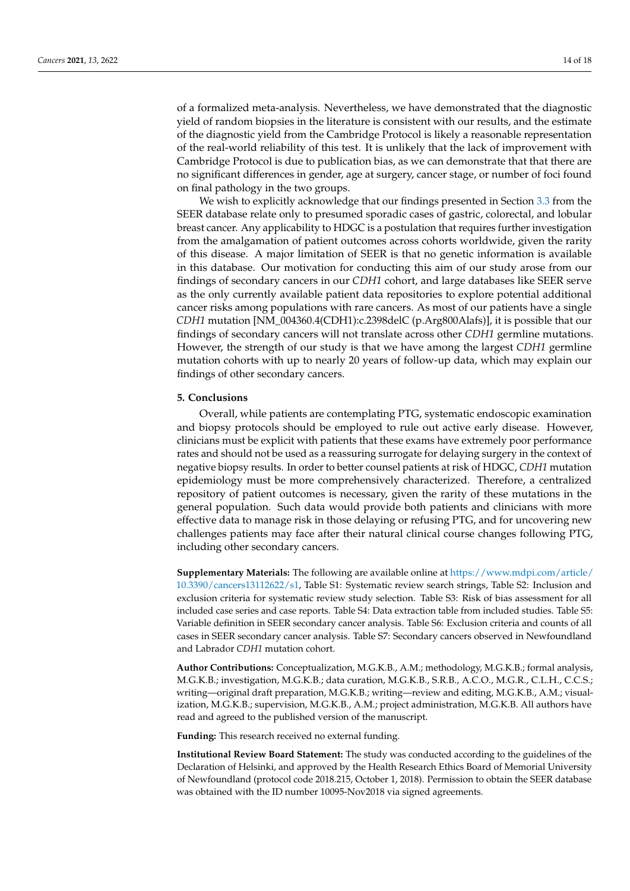of a formalized meta-analysis. Nevertheless, we have demonstrated that the diagnostic yield of random biopsies in the literature is consistent with our results, and the estimate of the diagnostic yield from the Cambridge Protocol is likely a reasonable representation of the real-world reliability of this test. It is unlikely that the lack of improvement with Cambridge Protocol is due to publication bias, as we can demonstrate that that there are no significant differences in gender, age at surgery, cancer stage, or number of foci found on final pathology in the two groups.

We wish to explicitly acknowledge that our findings presented in Section 3.3 from the SEER database relate only to presumed sporadic cases of gastric, colorectal, and lobular breast cancer. Any applicability to HDGC is a postulation that requires further investigation from the amalgamation of patient outcomes across cohorts worldwide, given the rarity of this disease. A major limitation of SEER is that no genetic information is available in this database. Our motivation for conducting this aim of our study arose from our findings of secondary cancers in our *CDH1* cohort, and large databases like SEER serve as the only currently available patient data repositories to explore potential additional cancer risks among populations with rare cancers. As most of our patients have a single *CDH1* mutation [NM_004360.4(CDH1):c.2398delC (p.Arg800Alafs)], it is possible that our findings of secondary cancers will not translate across other *CDH1* germline mutations. However, the strength of our study is that we have among the largest *CDH1* germline mutation cohorts with up to nearly 20 years of follow-up data, which may explain our findings of other secondary cancers.

## 5. Conclusions

Overall, while patients are contemplating PTG, systematic endoscopic examination and biopsy protocols should be employed to rule out active early disease. However, clinicians must be explicit with patients that these exams have extremely poor performance rates and should not be used as a reassuring surrogate for delaying surgery in the context of negative biopsy results. In order to better counsel patients at risk of HDGC, *CDH1* mutation epidemiology must be more comprehensively characterized. Therefore, a centralized repository of patient outcomes is necessary, given the rarity of these mutations in the general population. Such data would provide both patients and clinicians with more effective data to manage risk in those delaying or refusing PTG, and for uncovering new challenges patients may face after their natural clinical course changes following PTG, including other secondary cancers.

**Supplementary Materials:** The following are available online at https://www.mdpi.com/article/10.3390/cancers13112622/s1, Table S1: Systematic review search strings, Table S2: Inclusion and exclusion criteria for systematic review study selection. Table S3: Risk of bias assessment for all included case series and case reports. Table S4: Data extraction table from included studies. Table S5: Variable definition in SEER secondary cancer analysis. Table S6: Exclusion criteria and counts of all cases in SEER secondary cancer analysis. Table S7: Secondary cancers observed in Newfoundland and Labrador *CDH1* mutation cohort.

**Author Contributions:** Conceptualization, M.G.K.B., A.M.; methodology, M.G.K.B.; formal analysis, M.G.K.B.; investigation, M.G.K.B.; data curation, M.G.K.B., S.R.B., A.C.O., M.G.R., C.L.H., C.C.S.; writing—original draft preparation, M.G.K.B.; writing—review and editing, M.G.K.B., A.M.; visualization, M.G.K.B.; supervision, M.G.K.B., A.M.; project administration, M.G.K.B. All authors have read and agreed to the published version of the manuscript.

**Funding:** This research received no external funding.

**Institutional Review Board Statement:** The study was conducted according to the guidelines of the Declaration of Helsinki, and approved by the Health Research Ethics Board of Memorial University of Newfoundland (protocol code 2018.215, October 1, 2018). Permission to obtain the SEER database was obtained with the ID number 10095-Nov2018 via signed agreements.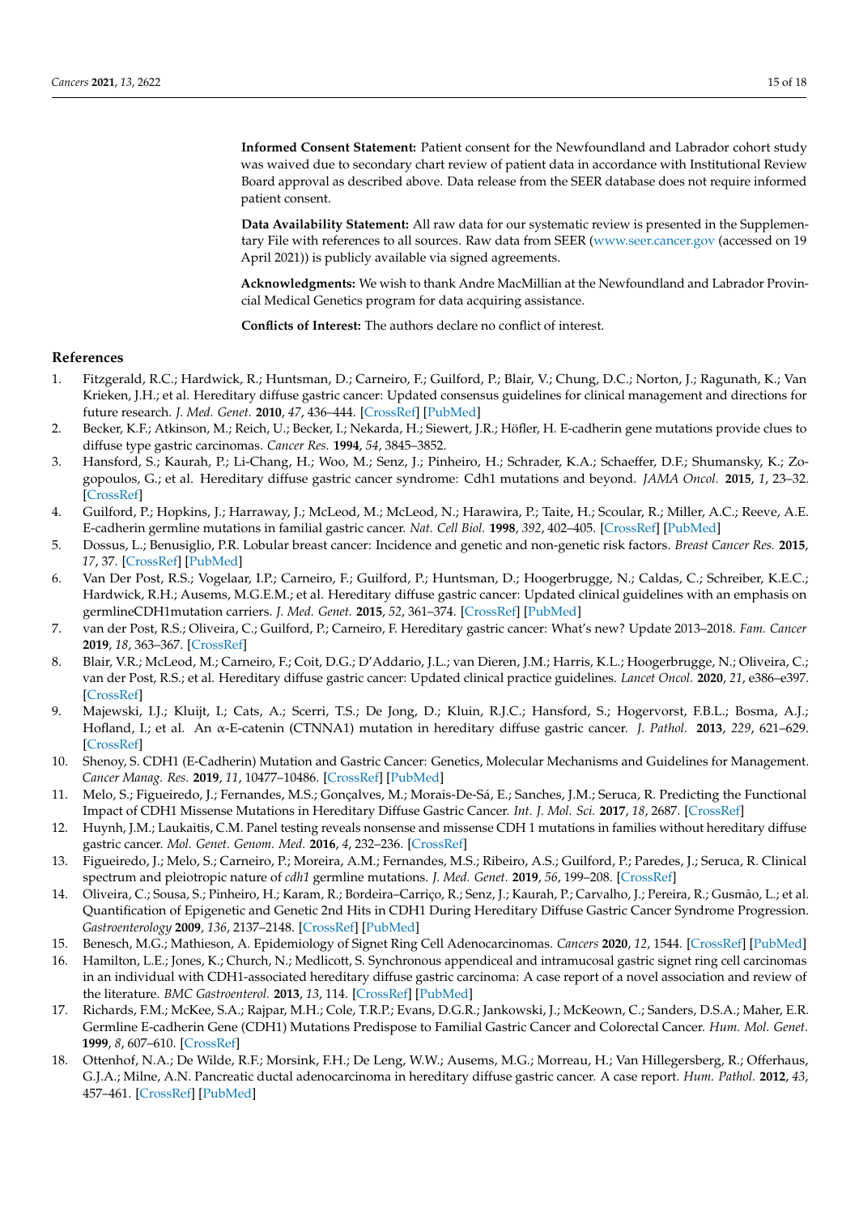**Informed Consent Statement:** Patient consent for the Newfoundland and Labrador cohort study was waived due to secondary chart review of patient data in accordance with Institutional Review Board approval as described above. Data release from the SEER database does not require informed patient consent.

**Data Availability Statement:** All raw data for our systematic review is presented in the Supplementary File with references to all sources. Raw data from SEER (www.seer.cancer.gov (accessed on 19 April 2021)) is publicly available via signed agreements.

**Acknowledgments:** We wish to thank Andre MacMillian at the Newfoundland and Labrador Provincial Medical Genetics program for data acquiring assistance.

**Conflicts of Interest:** The authors declare no conflict of interest.

## References

1. Fitzgerald, R.C.; Hardwick, R.; Huntsman, D.; Carneiro, F.; Guilford, P.; Blair, V.; Chung, D.C.; Norton, J.; Ragunath, K.; Van Krieken, J.H.; et al. Hereditary diffuse gastric cancer: Updated consensus guidelines for clinical management and directions for future research. *J. Med. Genet.* **2010**, *47*, 436–444. [CrossRef] [PubMed]
2. Becker, K.F.; Atkinson, M.; Reich, U.; Becker, I.; Nekarda, H.; Siewert, J.R.; Höfler, H. E-cadherin gene mutations provide clues to diffuse type gastric carcinomas. *Cancer Res.* **1994**, *54*, 3845–3852.
3. Hansford, S.; Kaurah, P.; Li-Chang, H.; Woo, M.; Senz, J.; Pinheiro, H.; Schrader, K.A.; Schaeffer, D.F.; Shumansky, K.; Zogopoulos, G.; et al. Hereditary diffuse gastric cancer syndrome: Cdh1 mutations and beyond. *JAMA Oncol.* **2015**, *1*, 23–32. [CrossRef]
4. Guilford, P.; Hopkins, J.; Harraway, J.; McLeod, M.; McLeod, N.; Harawira, P.; Taite, H.; Scoular, R.; Miller, A.C.; Reeve, A.E. E-cadherin germline mutations in familial gastric cancer. *Nat. Cell Biol.* **1998**, *392*, 402–405. [CrossRef] [PubMed]
5. Dossus, L.; Benusiglio, P.R. Lobular breast cancer: Incidence and genetic and non-genetic risk factors. *Breast Cancer Res.* **2015**, *17*, 37. [CrossRef] [PubMed]
6. Van Der Post, R.S.; Vogelaar, I.P.; Carneiro, F.; Guilford, P.; Huntsman, D.; Hoogerbrugge, N.; Caldas, C.; Schreiber, K.E.C.; Hardwick, R.H.; Ausems, M.G.E.M.; et al. Hereditary diffuse gastric cancer: Updated clinical guidelines with an emphasis on germlineCDH1mutation carriers. *J. Med. Genet.* **2015**, *52*, 361–374. [CrossRef] [PubMed]
7. van der Post, R.S.; Oliveira, C.; Guilford, P.; Carneiro, F. Hereditary gastric cancer: What's new? Update 2013–2018. *Fam. Cancer* **2019**, *18*, 363–367. [CrossRef]
8. Blair, V.R.; McLeod, M.; Carneiro, F.; Coit, D.G.; D'Addario, J.L.; van Dieren, J.M.; Harris, K.L.; Hoogerbrugge, N.; Oliveira, C.; van der Post, R.S.; et al. Hereditary diffuse gastric cancer: Updated clinical practice guidelines. *Lancet Oncol.* **2020**, *21*, e386–e397. [CrossRef]
9. Majewski, I.J.; Kluijt, I.; Cats, A.; Scerri, T.S.; De Jong, D.; Kluin, R.J.C.; Hansford, S.; Hogervorst, F.B.L.; Bosma, A.J.; Hofland, I.; et al. An α-E-catenin (CTNNA1) mutation in hereditary diffuse gastric cancer. *J. Pathol.* **2013**, *229*, 621–629. [CrossRef]
10. Shenoy, S. CDH1 (E-Cadherin) Mutation and Gastric Cancer: Genetics, Molecular Mechanisms and Guidelines for Management. *Cancer Manag. Res.* **2019**, *11*, 10477–10486. [CrossRef] [PubMed]
11. Melo, S.; Figueiredo, J.; Fernandes, M.S.; Gonçalves, M.; Morais-De-Sá, E.; Sanches, J.M.; Seruca, R. Predicting the Functional Impact of CDH1 Missense Mutations in Hereditary Diffuse Gastric Cancer. *Int. J. Mol. Sci.* **2017**, *18*, 2687. [CrossRef]
12. Huynh, J.M.; Laukaitis, C.M. Panel testing reveals nonsense and missense CDH 1 mutations in families without hereditary diffuse gastric cancer. *Mol. Genet. Genom. Med.* **2016**, *4*, 232–236. [CrossRef]
13. Figueiredo, J.; Melo, S.; Carneiro, P.; Moreira, A.M.; Fernandes, M.S.; Ribeiro, A.S.; Guilford, P.; Paredes, J.; Seruca, R. Clinical spectrum and pleiotropic nature of *cdh1* germline mutations. *J. Med. Genet.* **2019**, *56*, 199–208. [CrossRef]
14. Oliveira, C.; Sousa, S.; Pinheiro, H.; Karam, R.; Bordeira–Carriço, R.; Senz, J.; Kaurah, P.; Carvalho, J.; Pereira, R.; Gusmão, L.; et al. Quantification of Epigenetic and Genetic 2nd Hits in CDH1 During Hereditary Diffuse Gastric Cancer Syndrome Progression. *Gastroenterology* **2009**, *136*, 2137–2148. [CrossRef] [PubMed]
15. Benesch, M.G.; Mathieson, A. Epidemiology of Signet Ring Cell Adenocarcinomas. *Cancers* **2020**, *12*, 1544. [CrossRef] [PubMed]
16. Hamilton, L.E.; Jones, K.; Church, N.; Medlicott, S. Synchronous appendiceal and intramucosal gastric signet ring cell carcinomas in an individual with CDH1-associated hereditary diffuse gastric carcinoma: A case report of a novel association and review of the literature. *BMC Gastroenterol.* **2013**, *13*, 114. [CrossRef] [PubMed]
17. Richards, F.M.; McKee, S.A.; Rajpar, M.H.; Cole, T.R.P.; Evans, D.G.R.; Jankowski, J.; McKeown, C.; Sanders, D.S.A.; Maher, E.R. Germline E-cadherin Gene (CDH1) Mutations Predispose to Familial Gastric Cancer and Colorectal Cancer. *Hum. Mol. Genet.* **1999**, *8*, 607–610. [CrossRef]
18. Ottenhof, N.A.; De Wilde, R.F.; Morsink, F.H.; De Leng, W.W.; Ausems, M.G.; Morreau, H.; Van Hillegersberg, R.; Offerhaus, G.J.A.; Milne, A.N. Pancreatic ductal adenocarcinoma in hereditary diffuse gastric cancer. A case report. *Hum. Pathol.* **2012**, *43*, 457–461. [CrossRef] [PubMed]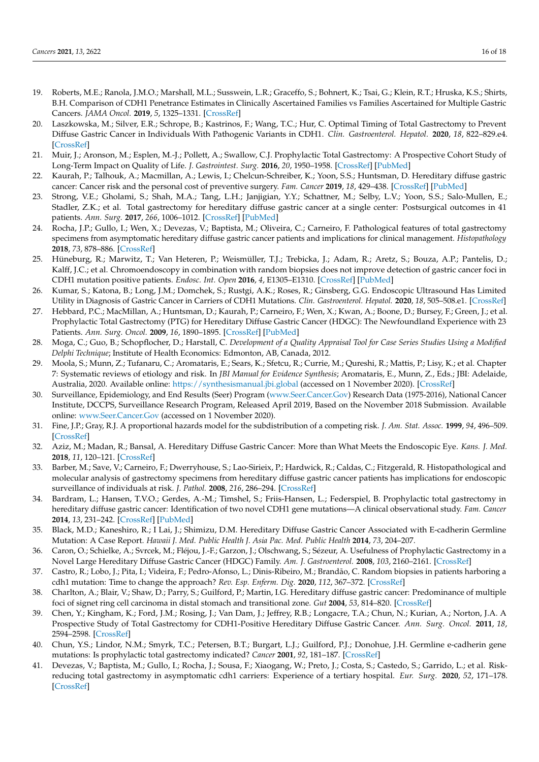19. Roberts, M.E.; Ranola, J.M.O.; Marshall, M.L.; Susswein, L.R.; Graceffo, S.; Bohnert, K.; Tsai, G.; Klein, R.T.; Hruska, K.S.; Shirts, B.H. Comparison of CDH1 Penetrance Estimates in Clinically Ascertained Families vs Families Ascertained for Multiple Gastric Cancers. *JAMA Oncol.* **2019**, *5*, 1325–1331. [CrossRef]
20. Laszkowska, M.; Silver, E.R.; Schrope, B.; Kastrinos, F.; Wang, T.C.; Hur, C. Optimal Timing of Total Gastrectomy to Prevent Diffuse Gastric Cancer in Individuals With Pathogenic Variants in CDH1. *Clin. Gastroenterol. Hepatol.* **2020**, *18*, 822–829.e4. [CrossRef]
21. Muir, J.; Aronson, M.; Esplen, M.-J.; Pollett, A.; Swallow, C.J. Prophylactic Total Gastrectomy: A Prospective Cohort Study of Long-Term Impact on Quality of Life. *J. Gastrointest. Surg.* **2016**, *20*, 1950–1958. [CrossRef] [PubMed]
22. Kaurah, P.; Talhouk, A.; Macmillan, A.; Lewis, I.; Chelcun-Schreiber, K.; Yoon, S.S.; Huntsman, D. Hereditary diffuse gastric cancer: Cancer risk and the personal cost of preventive surgery. *Fam. Cancer* **2019**, *18*, 429–438. [CrossRef] [PubMed]
23. Strong, V.E.; Gholami, S.; Shah, M.A.; Tang, L.H.; Janjigian, Y.Y.; Schattner, M.; Selby, L.V.; Yoon, S.S.; Salo-Mullen, E.; Stadler, Z.K.; et al. Total gastrectomy for hereditary diffuse gastric cancer at a single center: Postsurgical outcomes in 41 patients. *Ann. Surg.* **2017**, *266*, 1006–1012. [CrossRef] [PubMed]
24. Rocha, J.P.; Gullo, I.; Wen, X.; Devezas, V.; Baptista, M.; Oliveira, C.; Carneiro, F. Pathological features of total gastrectomy specimens from asymptomatic hereditary diffuse gastric cancer patients and implications for clinical management. *Histopathology* **2018**, *73*, 878–886. [CrossRef]
25. Hüneburg, R.; Marwitz, T.; Van Heteren, P.; Weismüller, T.J.; Trebicka, J.; Adam, R.; Aretz, S.; Bouza, A.P.; Pantelis, D.; Kalff, J.C.; et al. Chromoendoscopy in combination with random biopsies does not improve detection of gastric cancer foci in CDH1 mutation positive patients. *Endosc. Int. Open* **2016**, *4*, E1305–E1310. [CrossRef] [PubMed]
26. Kumar, S.; Katona, B.; Long, J.M.; Domchek, S.; Rustgi, A.K.; Roses, R.; Ginsberg, G.G. Endoscopic Ultrasound Has Limited Utility in Diagnosis of Gastric Cancer in Carriers of CDH1 Mutations. *Clin. Gastroenterol. Hepatol.* **2020**, *18*, 505–508.e1. [CrossRef]
27. Hebbard, P.C.; MacMillan, A.; Huntsman, D.; Kaurah, P.; Carneiro, F.; Wen, X.; Kwan, A.; Boone, D.; Bursey, F.; Green, J.; et al. Prophylactic Total Gastrectomy (PTG) for Hereditary Diffuse Gastric Cancer (HDGC): The Newfoundland Experience with 23 Patients. *Ann. Surg. Oncol.* **2009**, *16*, 1890–1895. [CrossRef] [PubMed]
28. Moga, C.; Guo, B.; Schopflocher, D.; Harstall, C. *Development of a Quality Appraisal Tool for Case Series Studies Using a Modified Delphi Technique*; Institute of Health Economics: Edmonton, AB, Canada, 2012.
29. Moola, S.; Munn, Z.; Tufanaru, C.; Aromataris, E.; Sears, K.; Sfetcu, R.; Currie, M.; Qureshi, R.; Mattis, P.; Lisy, K.; et al. Chapter 7: Systematic reviews of etiology and risk. In *JBI Manual for Evidence Synthesis*; Aromataris, E., Munn, Z., Eds.; JBI: Adelaide, Australia, 2020. Available online: https://synthesismanual.jbi.global (accessed on 1 November 2020). [CrossRef]
30. Surveillance, Epidemiology, and End Results (Seer) Program (www.Seer.Cancer.Gov) Research Data (1975-2016), National Cancer Institute, DCCPS, Surveillance Research Program, Released April 2019, Based on the November 2018 Submission. Available online: www.Seer.Cancer.Gov (accessed on 1 November 2020).
31. Fine, J.P.; Gray, R.J. A proportional hazards model for the subdistribution of a competing risk. *J. Am. Stat. Assoc.* **1999**, *94*, 496–509. [CrossRef]
32. Aziz, M.; Madan, R.; Bansal, A. Hereditary Diffuse Gastric Cancer: More than What Meets the Endoscopic Eye. *Kans. J. Med.* **2018**, *11*, 120–121. [CrossRef]
33. Barber, M.; Save, V.; Carneiro, F.; Dwerryhouse, S.; Lao-Sirieix, P.; Hardwick, R.; Caldas, C.; Fitzgerald, R. Histopathological and molecular analysis of gastrectomy specimens from hereditary diffuse gastric cancer patients has implications for endoscopic surveillance of individuals at risk. *J. Pathol.* **2008**, *216*, 286–294. [CrossRef]
34. Bardram, L.; Hansen, T.V.O.; Gerdes, A.-M.; Timshel, S.; Friis-Hansen, L.; Federspiel, B. Prophylactic total gastrectomy in hereditary diffuse gastric cancer: Identification of two novel CDH1 gene mutations—A clinical observational study. *Fam. Cancer* **2014**, *13*, 231–242. [CrossRef] [PubMed]
35. Black, M.D.; Kaneshiro, R.; I Lai, J.; Shimizu, D.M. Hereditary Diffuse Gastric Cancer Associated with E-cadherin Germline Mutation: A Case Report. *Hawaii J. Med. Public Health J. Asia Pac. Med. Public Health* **2014**, *73*, 204–207.
36. Caron, O.; Schielke, A.; Svrcek, M.; Fléjou, J.-F.; Garzon, J.; Olschwang, S.; Sézeur, A. Usefulness of Prophylactic Gastrectomy in a Novel Large Hereditary Diffuse Gastric Cancer (HDGC) Family. *Am. J. Gastroenterol.* **2008**, *103*, 2160–2161. [CrossRef]
37. Castro, R.; Lobo, J.; Pita, I.; Videira, F.; Pedro-Afonso, L.; Dinis-Ribeiro, M.; Brandão, C. Random biopsies in patients harboring a cdh1 mutation: Time to change the approach? *Rev. Esp. Enferm. Dig.* **2020**, *112*, 367–372. [CrossRef]
38. Charlton, A.; Blair, V.; Shaw, D.; Parry, S.; Guilford, P.; Martin, I.G. Hereditary diffuse gastric cancer: Predominance of multiple foci of signet ring cell carcinoma in distal stomach and transitional zone. *Gut* **2004**, *53*, 814–820. [CrossRef]
39. Chen, Y.; Kingham, K.; Ford, J.M.; Rosing, J.; Van Dam, J.; Jeffrey, R.B.; Longacre, T.A.; Chun, N.; Kurian, A.; Norton, J.A. A Prospective Study of Total Gastrectomy for CDH1-Positive Hereditary Diffuse Gastric Cancer. *Ann. Surg. Oncol.* **2011**, *18*, 2594–2598. [CrossRef]
40. Chun, Y.S.; Lindor, N.M.; Smyrk, T.C.; Petersen, B.T.; Burgart, L.J.; Guilford, P.J.; Donohue, J.H. Germline e-cadherin gene mutations: Is prophylactic total gastrectomy indicated? *Cancer* **2001**, *92*, 181–187. [CrossRef]
41. Devezas, V.; Baptista, M.; Gullo, I.; Rocha, J.; Sousa, F.; Xiaogang, W.; Preto, J.; Costa, S.; Castedo, S.; Garrido, L.; et al. Risk-reducing total gastrectomy in asymptomatic cdh1 carriers: Experience of a tertiary hospital. *Eur. Surg.* **2020**, *52*, 171–178. [CrossRef]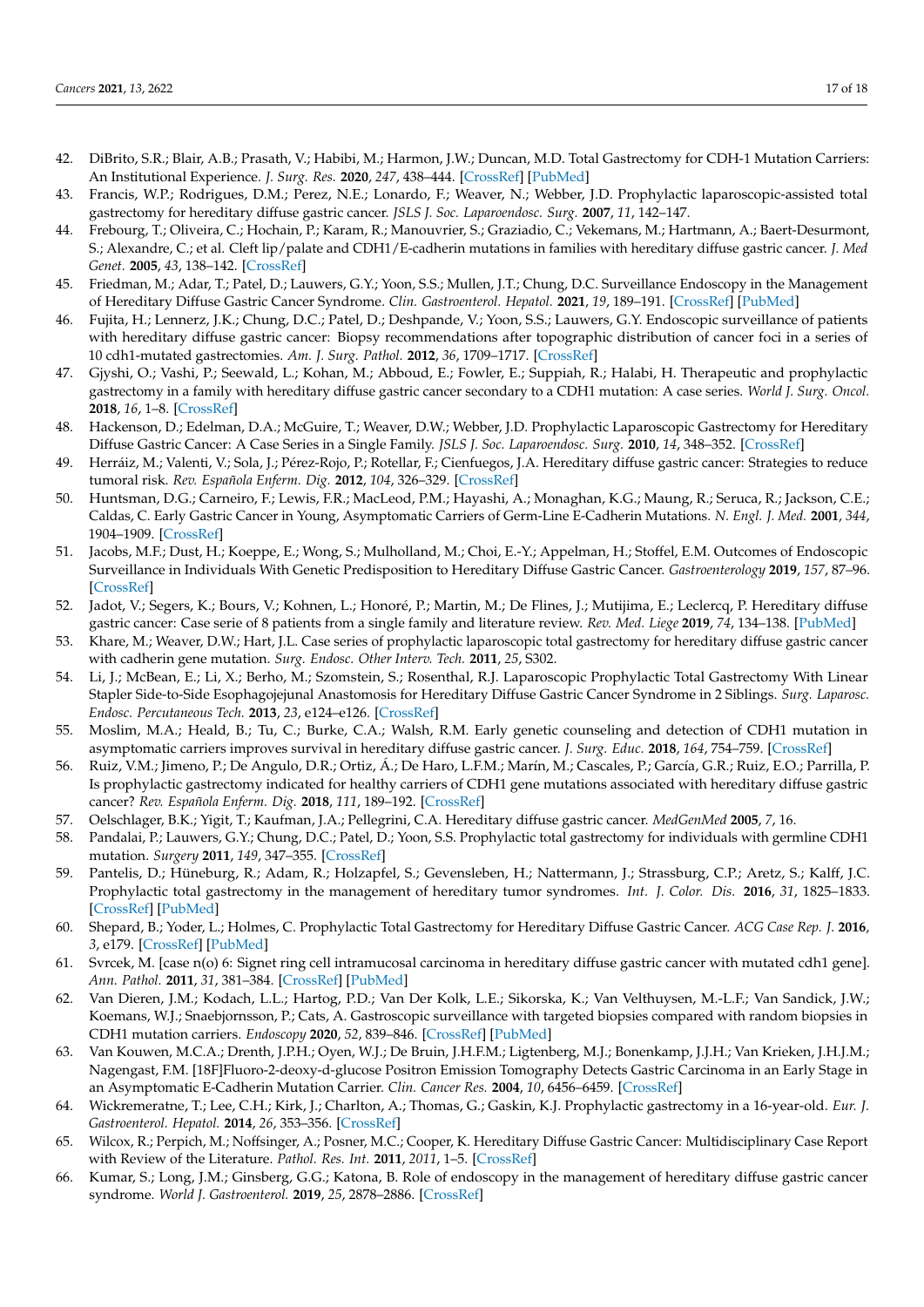42. DiBrito, S.R.; Blair, A.B.; Prasath, V.; Habibi, M.; Harmon, J.W.; Duncan, M.D. Total Gastrectomy for CDH-1 Mutation Carriers: An Institutional Experience. *J. Surg. Res.* **2020**, *247*, 438–444. [CrossRef] [PubMed]
43. Francis, W.P.; Rodrigues, D.M.; Perez, N.E.; Lonardo, F.; Weaver, N.; Webber, J.D. Prophylactic laparoscopic-assisted total gastrectomy for hereditary diffuse gastric cancer. *JSLS J. Soc. Laparoendosc. Surg.* **2007**, *11*, 142–147.
44. Frebourg, T.; Oliveira, C.; Hochain, P.; Karam, R.; Manouvrier, S.; Graziadio, C.; Vekemans, M.; Hartmann, A.; Baert-Desurmont, S.; Alexandre, C.; et al. Cleft lip/palate and CDH1/E-cadherin mutations in families with hereditary diffuse gastric cancer. *J. Med Genet.* **2005**, *43*, 138–142. [CrossRef]
45. Friedman, M.; Adar, T.; Patel, D.; Lauwers, G.Y.; Yoon, S.S.; Mullen, J.T.; Chung, D.C. Surveillance Endoscopy in the Management of Hereditary Diffuse Gastric Cancer Syndrome. *Clin. Gastroenterol. Hepatol.* **2021**, *19*, 189–191. [CrossRef] [PubMed]
46. Fujita, H.; Lennerz, J.K.; Chung, D.C.; Patel, D.; Deshpande, V.; Yoon, S.S.; Lauwers, G.Y. Endoscopic surveillance of patients with hereditary diffuse gastric cancer: Biopsy recommendations after topographic distribution of cancer foci in a series of 10 cdh1-mutated gastrectomies. *Am. J. Surg. Pathol.* **2012**, *36*, 1709–1717. [CrossRef]
47. Gjyshi, O.; Vashi, P.; Seewald, L.; Kohan, M.; Abboud, E.; Fowler, E.; Suppiah, R.; Halabi, H. Therapeutic and prophylactic gastrectomy in a family with hereditary diffuse gastric cancer secondary to a CDH1 mutation: A case series. *World J. Surg. Oncol.* **2018**, *16*, 1–8. [CrossRef]
48. Hackenson, D.; Edelman, D.A.; McGuire, T.; Weaver, D.W.; Webber, J.D. Prophylactic Laparoscopic Gastrectomy for Hereditary Diffuse Gastric Cancer: A Case Series in a Single Family. *JSLS J. Soc. Laparoendosc. Surg.* **2010**, *14*, 348–352. [CrossRef]
49. Herráiz, M.; Valenti, V.; Sola, J.; Pérez-Rojo, P.; Rotellar, F.; Cienfuegos, J.A. Hereditary diffuse gastric cancer: Strategies to reduce tumoral risk. *Rev. Española Enferm. Dig.* **2012**, *104*, 326–329. [CrossRef]
50. Huntsman, D.G.; Carneiro, F.; Lewis, F.R.; MacLeod, P.M.; Hayashi, A.; Monaghan, K.G.; Maung, R.; Seruca, R.; Jackson, C.E.; Caldas, C. Early Gastric Cancer in Young, Asymptomatic Carriers of Germ-Line E-Cadherin Mutations. *N. Engl. J. Med.* **2001**, *344*, 1904–1909. [CrossRef]
51. Jacobs, M.F.; Dust, H.; Koeppe, E.; Wong, S.; Mulholland, M.; Choi, E.-Y.; Appelman, H.; Stoffel, E.M. Outcomes of Endoscopic Surveillance in Individuals With Genetic Predisposition to Hereditary Diffuse Gastric Cancer. *Gastroenterology* **2019**, *157*, 87–96. [CrossRef]
52. Jadot, V.; Segers, K.; Bours, V.; Kohnen, L.; Honoré, P.; Martin, M.; De Flines, J.; Mutijima, E.; Leclercq, P. Hereditary diffuse gastric cancer: Case serie of 8 patients from a single family and literature review. *Rev. Med. Liege* **2019**, *74*, 134–138. [PubMed]
53. Khare, M.; Weaver, D.W.; Hart, J.L. Case series of prophylactic laparoscopic total gastrectomy for hereditary diffuse gastric cancer with cadherin gene mutation. *Surg. Endosc. Other Interv. Tech.* **2011**, *25*, S302.
54. Li, J.; McBean, E.; Li, X.; Berho, M.; Szomstein, S.; Rosenthal, R.J. Laparoscopic Prophylactic Total Gastrectomy With Linear Stapler Side-to-Side Esophagojejunal Anastomosis for Hereditary Diffuse Gastric Cancer Syndrome in 2 Siblings. *Surg. Laparosc. Endosc. Percutaneous Tech.* **2013**, *23*, e124–e126. [CrossRef]
55. Moslim, M.A.; Heald, B.; Tu, C.; Burke, C.A.; Walsh, R.M. Early genetic counseling and detection of CDH1 mutation in asymptomatic carriers improves survival in hereditary diffuse gastric cancer. *J. Surg. Educ.* **2018**, *164*, 754–759. [CrossRef]
56. Ruiz, V.M.; Jimeno, P.; De Angulo, D.R.; Ortiz, Á.; De Haro, L.F.M.; Marín, M.; Cascales, P.; García, G.R.; Ruiz, E.O.; Parrilla, P. Is prophylactic gastrectomy indicated for healthy carriers of CDH1 gene mutations associated with hereditary diffuse gastric cancer? *Rev. Española Enferm. Dig.* **2018**, *111*, 189–192. [CrossRef]
57. Oelschlager, B.K.; Yigit, T.; Kaufman, J.A.; Pellegrini, C.A. Hereditary diffuse gastric cancer. *MedGenMed* **2005**, *7*, 16.
58. Pandalai, P.; Lauwers, G.Y.; Chung, D.C.; Patel, D.; Yoon, S.S. Prophylactic total gastrectomy for individuals with germline CDH1 mutation. *Surgery* **2011**, *149*, 347–355. [CrossRef]
59. Pantelis, D.; Hüneburg, R.; Adam, R.; Holzapfel, S.; Gevensleben, H.; Nattermann, J.; Strassburg, C.P.; Aretz, S.; Kalff, J.C. Prophylactic total gastrectomy in the management of hereditary tumor syndromes. *Int. J. Color. Dis.* **2016**, *31*, 1825–1833. [CrossRef] [PubMed]
60. Shepard, B.; Yoder, L.; Holmes, C. Prophylactic Total Gastrectomy for Hereditary Diffuse Gastric Cancer. *ACG Case Rep. J.* **2016**, *3*, e179. [CrossRef] [PubMed]
61. Svrcek, M. [case n(o) 6: Signet ring cell intramucosal carcinoma in hereditary diffuse gastric cancer with mutated cdh1 gene]. *Ann. Pathol.* **2011**, *31*, 381–384. [CrossRef] [PubMed]
62. Van Dieren, J.M.; Kodach, L.L.; Hartog, P.D.; Van Der Kolk, L.E.; Sikorska, K.; Van Velthuysen, M.-L.F.; Van Sandick, J.W.; Koemans, W.J.; Snaebjornsson, P.; Cats, A. Gastroscopic surveillance with targeted biopsies compared with random biopsies in CDH1 mutation carriers. *Endoscopy* **2020**, *52*, 839–846. [CrossRef] [PubMed]
63. Van Kouwen, M.C.A.; Drenth, J.P.H.; Oyen, W.J.; De Bruin, J.H.F.M.; Ligtenberg, M.J.; Bonenkamp, J.J.H.; Van Krieken, J.H.J.M.; Nagengast, F.M. [18F]Fluoro-2-deoxy-d-glucose Positron Emission Tomography Detects Gastric Carcinoma in an Early Stage in an Asymptomatic E-Cadherin Mutation Carrier. *Clin. Cancer Res.* **2004**, *10*, 6456–6459. [CrossRef]
64. Wickremeratne, T.; Lee, C.H.; Kirk, J.; Charlton, A.; Thomas, G.; Gaskin, K.J. Prophylactic gastrectomy in a 16-year-old. *Eur. J. Gastroenterol. Hepatol.* **2014**, *26*, 353–356. [CrossRef]
65. Wilcox, R.; Perpich, M.; Noffsinger, A.; Posner, M.C.; Cooper, K. Hereditary Diffuse Gastric Cancer: Multidisciplinary Case Report with Review of the Literature. *Pathol. Res. Int.* **2011**, *2011*, 1–5. [CrossRef]
66. Kumar, S.; Long, J.M.; Ginsberg, G.G.; Katona, B. Role of endoscopy in the management of hereditary diffuse gastric cancer syndrome. *World J. Gastroenterol.* **2019**, *25*, 2878–2886. [CrossRef]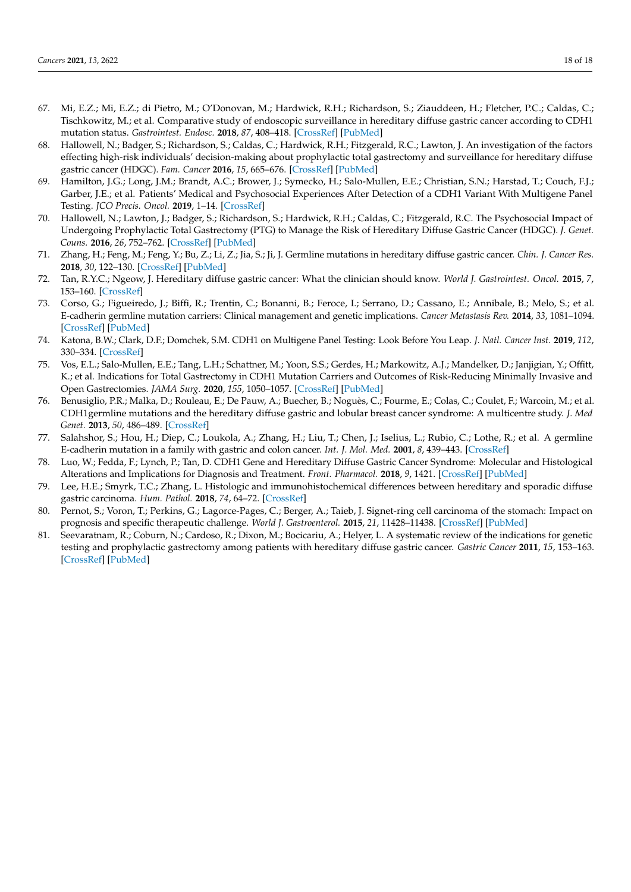67. Mi, E.Z.; Mi, E.Z.; di Pietro, M.; O'Donovan, M.; Hardwick, R.H.; Richardson, S.; Ziauddeen, H.; Fletcher, P.C.; Caldas, C.; Tischkowitz, M.; et al. Comparative study of endoscopic surveillance in hereditary diffuse gastric cancer according to CDH1 mutation status. *Gastrointest. Endosc.* **2018**, *87*, 408–418. [CrossRef] [PubMed]
68. Hallowell, N.; Badger, S.; Richardson, S.; Caldas, C.; Hardwick, R.H.; Fitzgerald, R.C.; Lawton, J. An investigation of the factors effecting high-risk individuals' decision-making about prophylactic total gastrectomy and surveillance for hereditary diffuse gastric cancer (HDGC). *Fam. Cancer* **2016**, *15*, 665–676. [CrossRef] [PubMed]
69. Hamilton, J.G.; Long, J.M.; Brandt, A.C.; Brower, J.; Symecko, H.; Salo-Mullen, E.E.; Christian, S.N.; Harstad, T.; Couch, F.J.; Garber, J.E.; et al. Patients' Medical and Psychosocial Experiences After Detection of a CDH1 Variant With Multigene Panel Testing. *JCO Precis. Oncol.* **2019**, 1–14. [CrossRef]
70. Hallowell, N.; Lawton, J.; Badger, S.; Richardson, S.; Hardwick, R.H.; Caldas, C.; Fitzgerald, R.C. The Psychosocial Impact of Undergoing Prophylactic Total Gastrectomy (PTG) to Manage the Risk of Hereditary Diffuse Gastric Cancer (HDGC). *J. Genet. Couns.* **2016**, *26*, 752–762. [CrossRef] [PubMed]
71. Zhang, H.; Feng, M.; Feng, Y.; Bu, Z.; Li, Z.; Jia, S.; Ji, J. Germline mutations in hereditary diffuse gastric cancer. *Chin. J. Cancer Res.* **2018**, *30*, 122–130. [CrossRef] [PubMed]
72. Tan, R.Y.C.; Ngeow, J. Hereditary diffuse gastric cancer: What the clinician should know. *World J. Gastrointest. Oncol.* **2015**, *7*, 153–160. [CrossRef]
73. Corso, G.; Figueiredo, J.; Biffi, R.; Trentin, C.; Bonanni, B.; Feroce, I.; Serrano, D.; Cassano, E.; Annibale, B.; Melo, S.; et al. E-cadherin germline mutation carriers: Clinical management and genetic implications. *Cancer Metastasis Rev.* **2014**, *33*, 1081–1094. [CrossRef] [PubMed]
74. Katona, B.W.; Clark, D.F.; Domchek, S.M. CDH1 on Multigene Panel Testing: Look Before You Leap. *J. Natl. Cancer Inst.* **2019**, *112*, 330–334. [CrossRef]
75. Vos, E.L.; Salo-Mullen, E.E.; Tang, L.H.; Schattner, M.; Yoon, S.S.; Gerdes, H.; Markowitz, A.J.; Mandelker, D.; Janjigian, Y.; Offitt, K.; et al. Indications for Total Gastrectomy in CDH1 Mutation Carriers and Outcomes of Risk-Reducing Minimally Invasive and Open Gastrectomies. *JAMA Surg.* **2020**, *155*, 1050–1057. [CrossRef] [PubMed]
76. Benusiglio, P.R.; Malka, D.; Rouleau, E.; De Pauw, A.; Buecher, B.; Noguès, C.; Fourme, E.; Colas, C.; Coulet, F.; Warcoin, M.; et al. CDH1germline mutations and the hereditary diffuse gastric and lobular breast cancer syndrome: A multicentre study. *J. Med Genet.* **2013**, *50*, 486–489. [CrossRef]
77. Salahshor, S.; Hou, H.; Diep, C.; Loukola, A.; Zhang, H.; Liu, T.; Chen, J.; Iselius, L.; Rubio, C.; Lothe, R.; et al. A germline E-cadherin mutation in a family with gastric and colon cancer. *Int. J. Mol. Med.* **2001**, *8*, 439–443. [CrossRef]
78. Luo, W.; Fedda, F.; Lynch, P.; Tan, D. CDH1 Gene and Hereditary Diffuse Gastric Cancer Syndrome: Molecular and Histological Alterations and Implications for Diagnosis and Treatment. *Front. Pharmacol.* **2018**, *9*, 1421. [CrossRef] [PubMed]
79. Lee, H.E.; Smyrk, T.C.; Zhang, L. Histologic and immunohistochemical differences between hereditary and sporadic diffuse gastric carcinoma. *Hum. Pathol.* **2018**, *74*, 64–72. [CrossRef]
80. Pernot, S.; Voron, T.; Perkins, G.; Lagorce-Pages, C.; Berger, A.; Taieb, J. Signet-ring cell carcinoma of the stomach: Impact on prognosis and specific therapeutic challenge. *World J. Gastroenterol.* **2015**, *21*, 11428–11438. [CrossRef] [PubMed]
81. Seevaratnam, R.; Coburn, N.; Cardoso, R.; Dixon, M.; Bocicariu, A.; Helyer, L. A systematic review of the indications for genetic testing and prophylactic gastrectomy among patients with hereditary diffuse gastric cancer. *Gastric Cancer* **2011**, *15*, 153–163. [CrossRef] [PubMed]